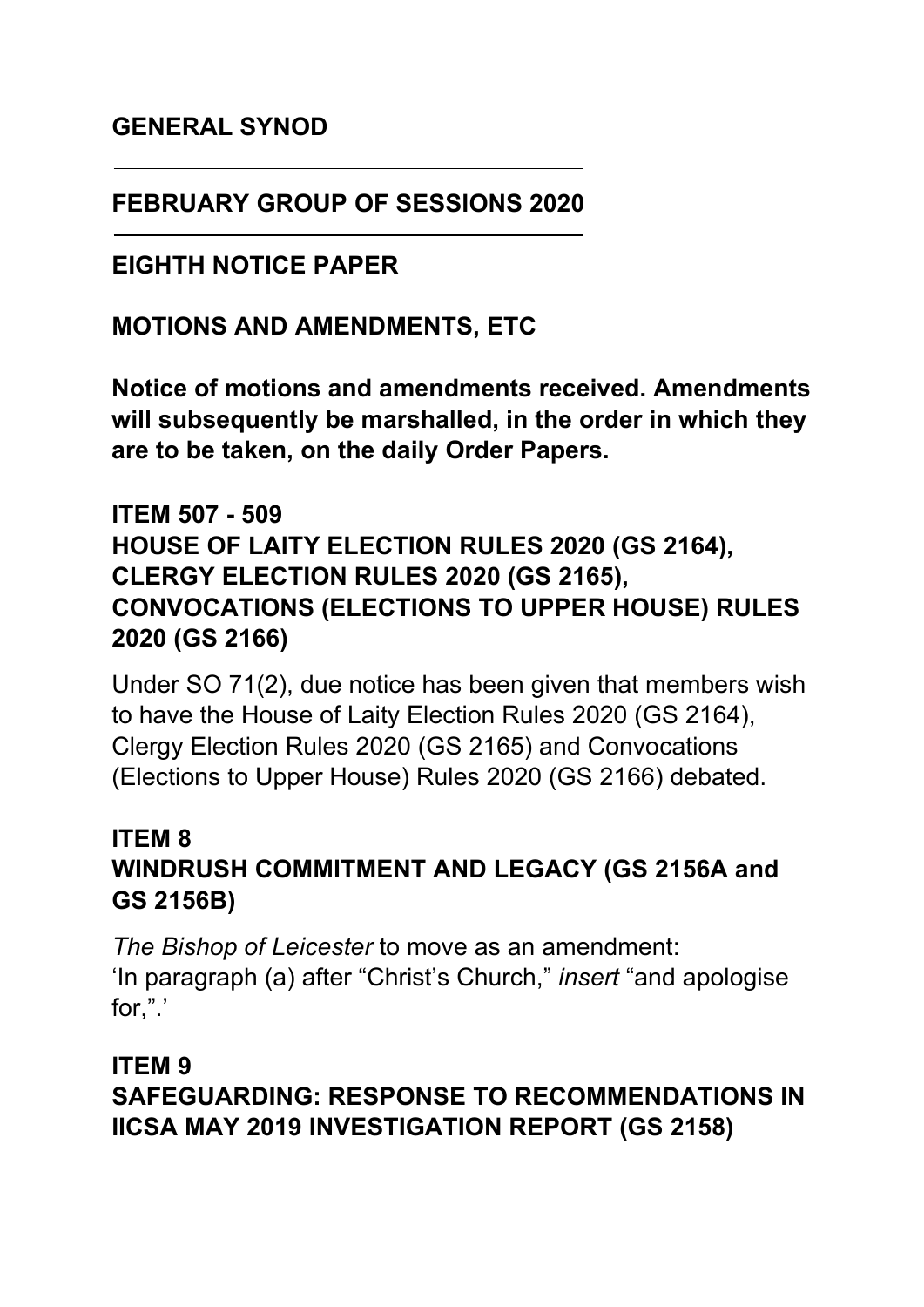# GENERAL SYNOD

## FEBRUARY GROUP OF SESSIONS 2020

## EIGHTH NOTICE PAPER

## MOTIONS AND AMENDMENTS, ETC

**Notice of motions and amendments received. Amendments will subsequently be marshalled, in the order in which they are to be taken, on the daily Order Papers.**

### ITEM 507 - 509
### HOUSE OF LAITY ELECTION RULES 2020 (GS 2164), CLERGY ELECTION RULES 2020 (GS 2165), CONVOCATIONS (ELECTIONS TO UPPER HOUSE) RULES 2020 (GS 2166)

Under SO 71(2), due notice has been given that members wish to have the House of Laity Election Rules 2020 (GS 2164), Clergy Election Rules 2020 (GS 2165) and Convocations (Elections to Upper House) Rules 2020 (GS 2166) debated.

### ITEM 8
### WINDRUSH COMMITMENT AND LEGACY (GS 2156A and GS 2156B)

*The Bishop of Leicester* to move as an amendment:
'In paragraph (a) after "Christ's Church," *insert* "and apologise for,".'

### ITEM 9
### SAFEGUARDING: RESPONSE TO RECOMMENDATIONS IN IICSA MAY 2019 INVESTIGATION REPORT (GS 2158)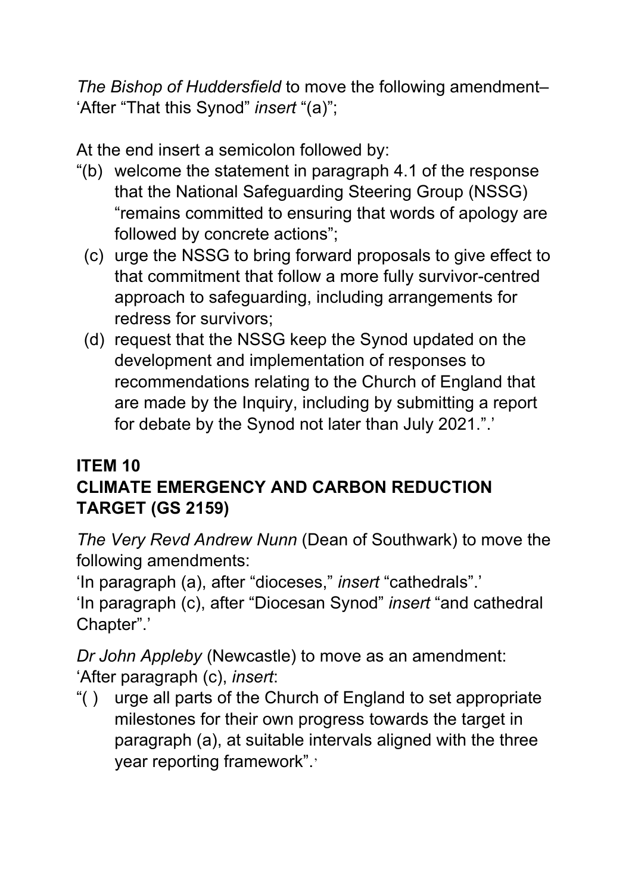*The Bishop of Huddersfield* to move the following amendment–
'After "That this Synod" *insert* "(a)";

At the end insert a semicolon followed by:

"(b) welcome the statement in paragraph 4.1 of the response that the National Safeguarding Steering Group (NSSG) "remains committed to ensuring that words of apology are followed by concrete actions";

(c) urge the NSSG to bring forward proposals to give effect to that commitment that follow a more fully survivor-centred approach to safeguarding, including arrangements for redress for survivors;

(d) request that the NSSG keep the Synod updated on the development and implementation of responses to recommendations relating to the Church of England that are made by the Inquiry, including by submitting a report for debate by the Synod not later than July 2021.".'

## ITEM 10
## CLIMATE EMERGENCY AND CARBON REDUCTION TARGET (GS 2159)

*The Very Revd Andrew Nunn* (Dean of Southwark) to move the following amendments:
'In paragraph (a), after "dioceses," *insert* "cathedrals".'
'In paragraph (c), after "Diocesan Synod" *insert* "and cathedral Chapter".'

*Dr John Appleby* (Newcastle) to move as an amendment:
'After paragraph (c), *insert*:

"( ) urge all parts of the Church of England to set appropriate milestones for their own progress towards the target in paragraph (a), at suitable intervals aligned with the three year reporting framework".'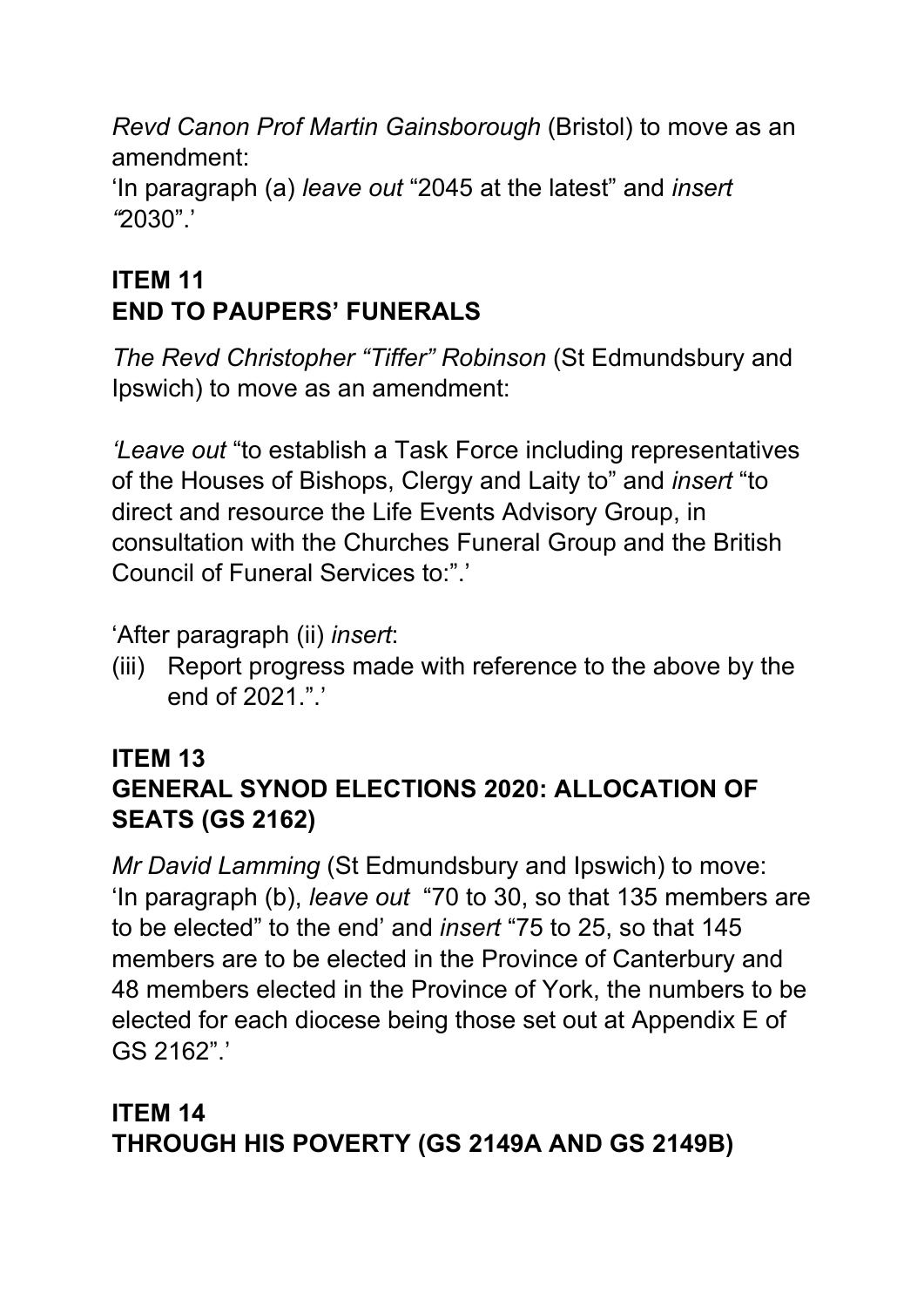*Revd Canon Prof Martin Gainsborough* (Bristol) to move as an amendment:

'In paragraph (a) *leave out* "2045 at the latest" and *insert "*2030".'

## ITEM 11
## END TO PAUPERS' FUNERALS

*The Revd Christopher "Tiffer" Robinson* (St Edmundsbury and Ipswich) to move as an amendment:

*'Leave out* "to establish a Task Force including representatives of the Houses of Bishops, Clergy and Laity to" and *insert* "to direct and resource the Life Events Advisory Group, in consultation with the Churches Funeral Group and the British Council of Funeral Services to:".'

'After paragraph (ii) *insert*:

(iii) Report progress made with reference to the above by the end of 2021.".'

## ITEM 13
## GENERAL SYNOD ELECTIONS 2020: ALLOCATION OF SEATS (GS 2162)

*Mr David Lamming* (St Edmundsbury and Ipswich) to move:
'In paragraph (b), *leave out* "70 to 30, so that 135 members are to be elected" to the end' and *insert* "75 to 25, so that 145 members are to be elected in the Province of Canterbury and 48 members elected in the Province of York, the numbers to be elected for each diocese being those set out at Appendix E of GS 2162".'

## ITEM 14
## THROUGH HIS POVERTY (GS 2149A AND GS 2149B)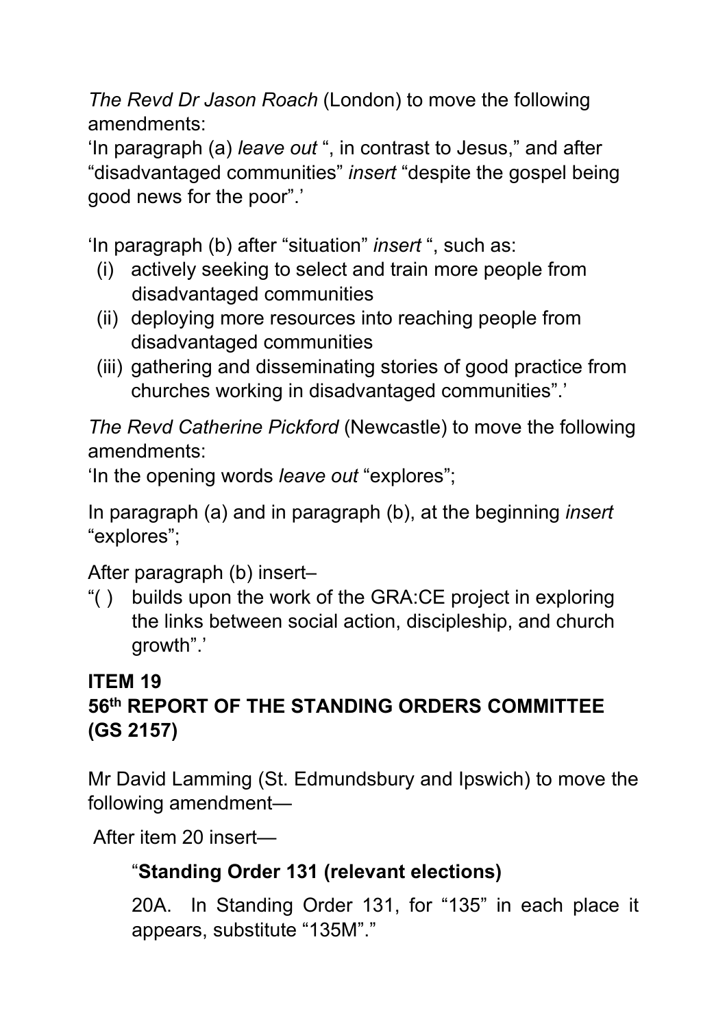*The Revd Dr Jason Roach* (London) to move the following amendments:

'In paragraph (a) *leave out* ", in contrast to Jesus," and after "disadvantaged communities" *insert* "despite the gospel being good news for the poor".'

'In paragraph (b) after "situation" *insert* ", such as:

(i) actively seeking to select and train more people from disadvantaged communities
(ii) deploying more resources into reaching people from disadvantaged communities
(iii) gathering and disseminating stories of good practice from churches working in disadvantaged communities".'

*The Revd Catherine Pickford* (Newcastle) to move the following amendments:

'In the opening words *leave out* "explores";

In paragraph (a) and in paragraph (b), at the beginning *insert* "explores";

After paragraph (b) insert–

"( ) builds upon the work of the GRA:CE project in exploring the links between social action, discipleship, and church growth".'

## ITEM 19
## 56th REPORT OF THE STANDING ORDERS COMMITTEE (GS 2157)

Mr David Lamming (St. Edmundsbury and Ipswich) to move the following amendment—

After item 20 insert—

> "**Standing Order 131 (relevant elections)**
>
> 20A. In Standing Order 131, for "135" in each place it appears, substitute "135M"."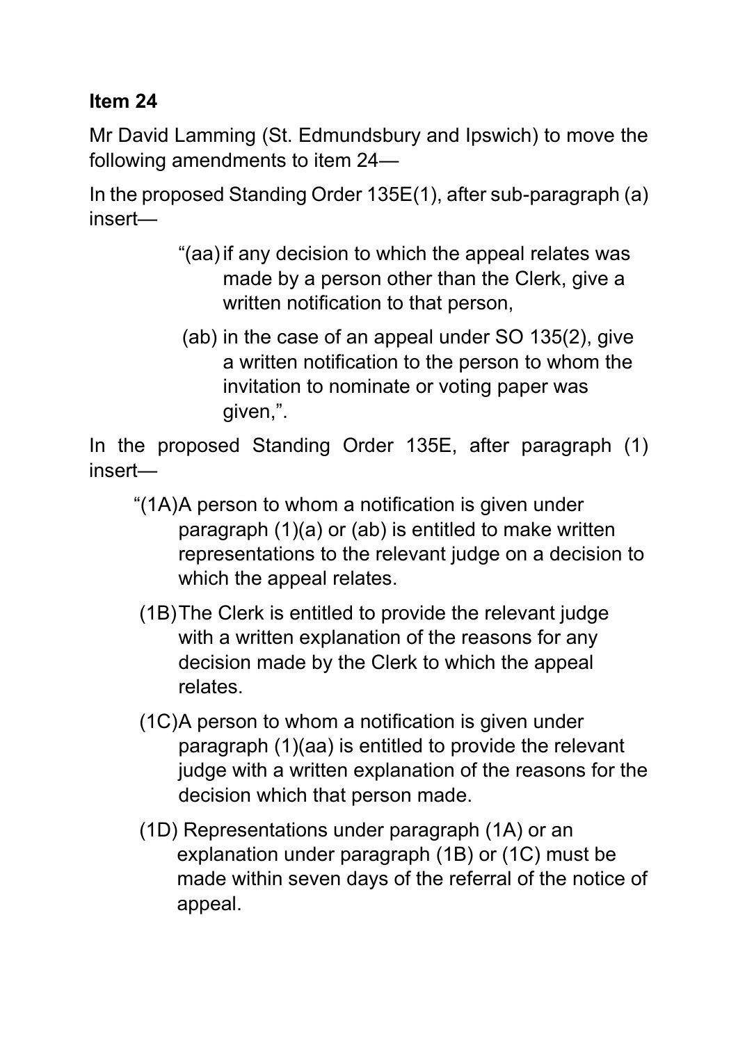**Item 24**

Mr David Lamming (St. Edmundsbury and Ipswich) to move the following amendments to item 24—

In the proposed Standing Order 135E(1), after sub-paragraph (a) insert—

> "(aa) if any decision to which the appeal relates was made by a person other than the Clerk, give a written notification to that person,
>
> (ab) in the case of an appeal under SO 135(2), give a written notification to the person to whom the invitation to nominate or voting paper was given,".

In the proposed Standing Order 135E, after paragraph (1) insert—

> "(1A) A person to whom a notification is given under paragraph (1)(a) or (ab) is entitled to make written representations to the relevant judge on a decision to which the appeal relates.
>
> (1B) The Clerk is entitled to provide the relevant judge with a written explanation of the reasons for any decision made by the Clerk to which the appeal relates.
>
> (1C) A person to whom a notification is given under paragraph (1)(aa) is entitled to provide the relevant judge with a written explanation of the reasons for the decision which that person made.
>
> (1D) Representations under paragraph (1A) or an explanation under paragraph (1B) or (1C) must be made within seven days of the referral of the notice of appeal.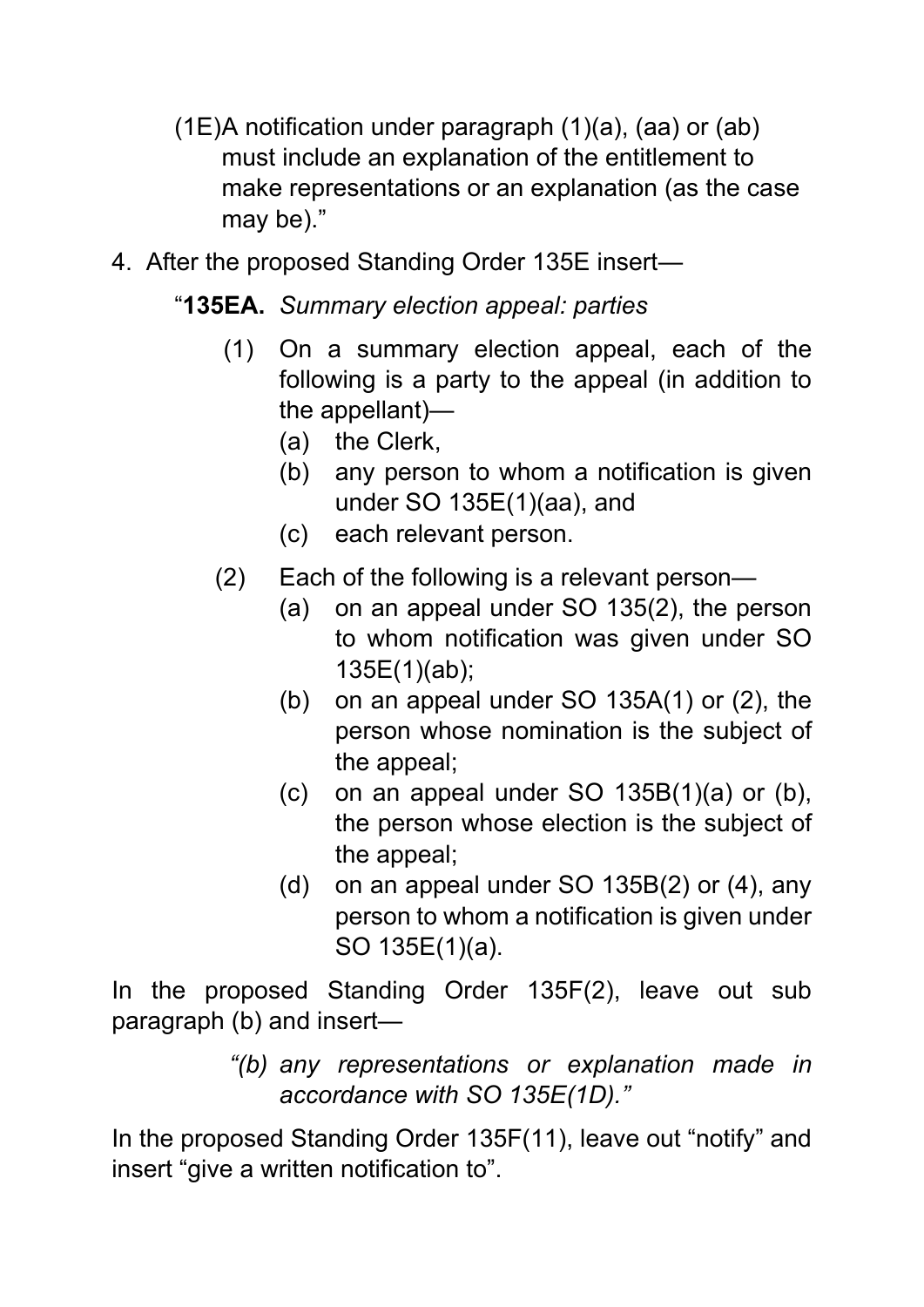(1E) A notification under paragraph (1)(a), (aa) or (ab) must include an explanation of the entitlement to make representations or an explanation (as the case may be)."

4. After the proposed Standing Order 135E insert—

"**135EA.** *Summary election appeal: parties*

(1) On a summary election appeal, each of the following is a party to the appeal (in addition to the appellant)—

   (a) the Clerk,

   (b) any person to whom a notification is given under SO 135E(1)(aa), and

   (c) each relevant person.

(2) Each of the following is a relevant person—

   (a) on an appeal under SO 135(2), the person to whom notification was given under SO 135E(1)(ab);

   (b) on an appeal under SO 135A(1) or (2), the person whose nomination is the subject of the appeal;

   (c) on an appeal under SO 135B(1)(a) or (b), the person whose election is the subject of the appeal;

   (d) on an appeal under SO 135B(2) or (4), any person to whom a notification is given under SO 135E(1)(a).

In the proposed Standing Order 135F(2), leave out sub paragraph (b) and insert—

*"(b) any representations or explanation made in accordance with SO 135E(1D)."*

In the proposed Standing Order 135F(11), leave out "notify" and insert "give a written notification to".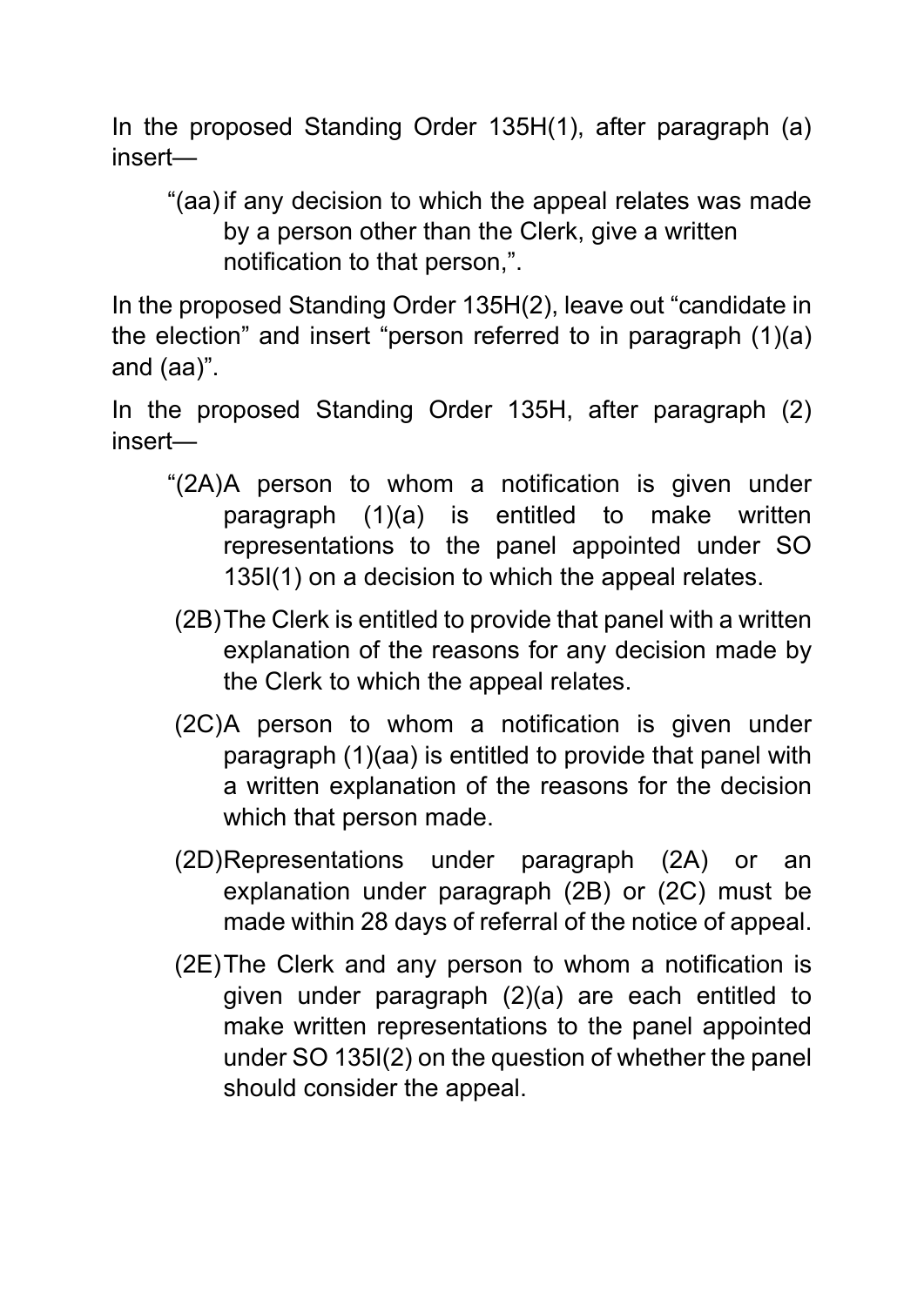In the proposed Standing Order 135H(1), after paragraph (a) insert—

> “(aa) if any decision to which the appeal relates was made by a person other than the Clerk, give a written notification to that person,”.

In the proposed Standing Order 135H(2), leave out “candidate in the election” and insert “person referred to in paragraph (1)(a) and (aa)”.

In the proposed Standing Order 135H, after paragraph (2) insert—

> “(2A) A person to whom a notification is given under paragraph (1)(a) is entitled to make written representations to the panel appointed under SO 135I(1) on a decision to which the appeal relates.
>
> (2B) The Clerk is entitled to provide that panel with a written explanation of the reasons for any decision made by the Clerk to which the appeal relates.
>
> (2C) A person to whom a notification is given under paragraph (1)(aa) is entitled to provide that panel with a written explanation of the reasons for the decision which that person made.
>
> (2D) Representations under paragraph (2A) or an explanation under paragraph (2B) or (2C) must be made within 28 days of referral of the notice of appeal.
>
> (2E) The Clerk and any person to whom a notification is given under paragraph (2)(a) are each entitled to make written representations to the panel appointed under SO 135I(2) on the question of whether the panel should consider the appeal.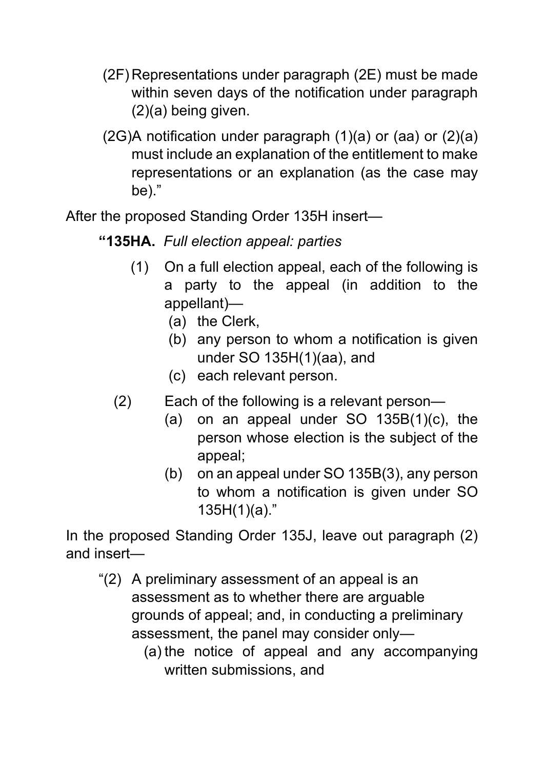(2F) Representations under paragraph (2E) must be made within seven days of the notification under paragraph (2)(a) being given.

(2G) A notification under paragraph (1)(a) or (aa) or (2)(a) must include an explanation of the entitlement to make representations or an explanation (as the case may be)."

After the proposed Standing Order 135H insert—

**"135HA.** *Full election appeal: parties*

(1) On a full election appeal, each of the following is a party to the appeal (in addition to the appellant)—

(a) the Clerk,

(b) any person to whom a notification is given under SO 135H(1)(aa), and

(c) each relevant person.

(2) Each of the following is a relevant person—

(a) on an appeal under SO 135B(1)(c), the person whose election is the subject of the appeal;

(b) on an appeal under SO 135B(3), any person to whom a notification is given under SO 135H(1)(a)."

In the proposed Standing Order 135J, leave out paragraph (2) and insert—

"(2) A preliminary assessment of an appeal is an assessment as to whether there are arguable grounds of appeal; and, in conducting a preliminary assessment, the panel may consider only—

(a) the notice of appeal and any accompanying written submissions, and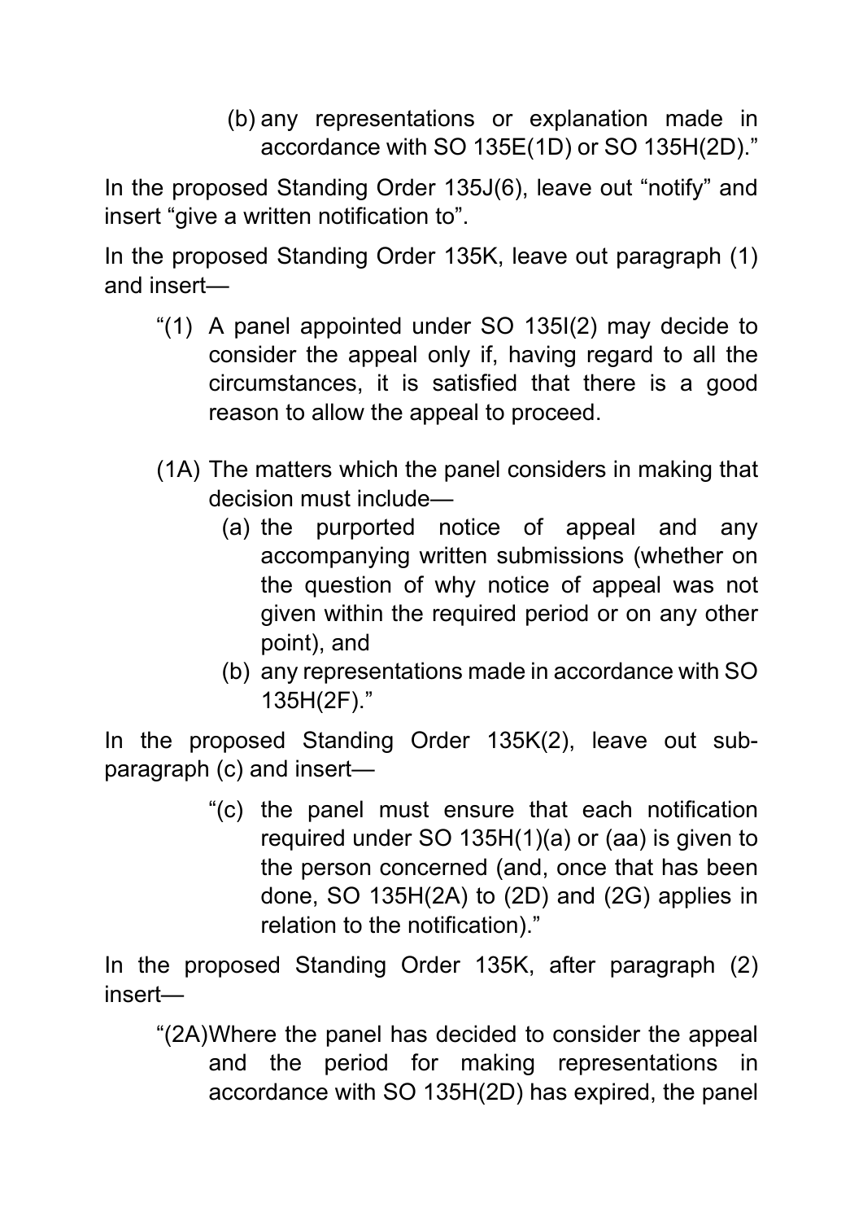(b) any representations or explanation made in accordance with SO 135E(1D) or SO 135H(2D)."

In the proposed Standing Order 135J(6), leave out "notify" and insert "give a written notification to".

In the proposed Standing Order 135K, leave out paragraph (1) and insert—

"(1) A panel appointed under SO 135I(2) may decide to consider the appeal only if, having regard to all the circumstances, it is satisfied that there is a good reason to allow the appeal to proceed.

(1A) The matters which the panel considers in making that decision must include—

(a) the purported notice of appeal and any accompanying written submissions (whether on the question of why notice of appeal was not given within the required period or on any other point), and

(b) any representations made in accordance with SO 135H(2F)."

In the proposed Standing Order 135K(2), leave out sub-paragraph (c) and insert—

"(c) the panel must ensure that each notification required under SO 135H(1)(a) or (aa) is given to the person concerned (and, once that has been done, SO 135H(2A) to (2D) and (2G) applies in relation to the notification)."

In the proposed Standing Order 135K, after paragraph (2) insert—

"(2A) Where the panel has decided to consider the appeal and the period for making representations in accordance with SO 135H(2D) has expired, the panel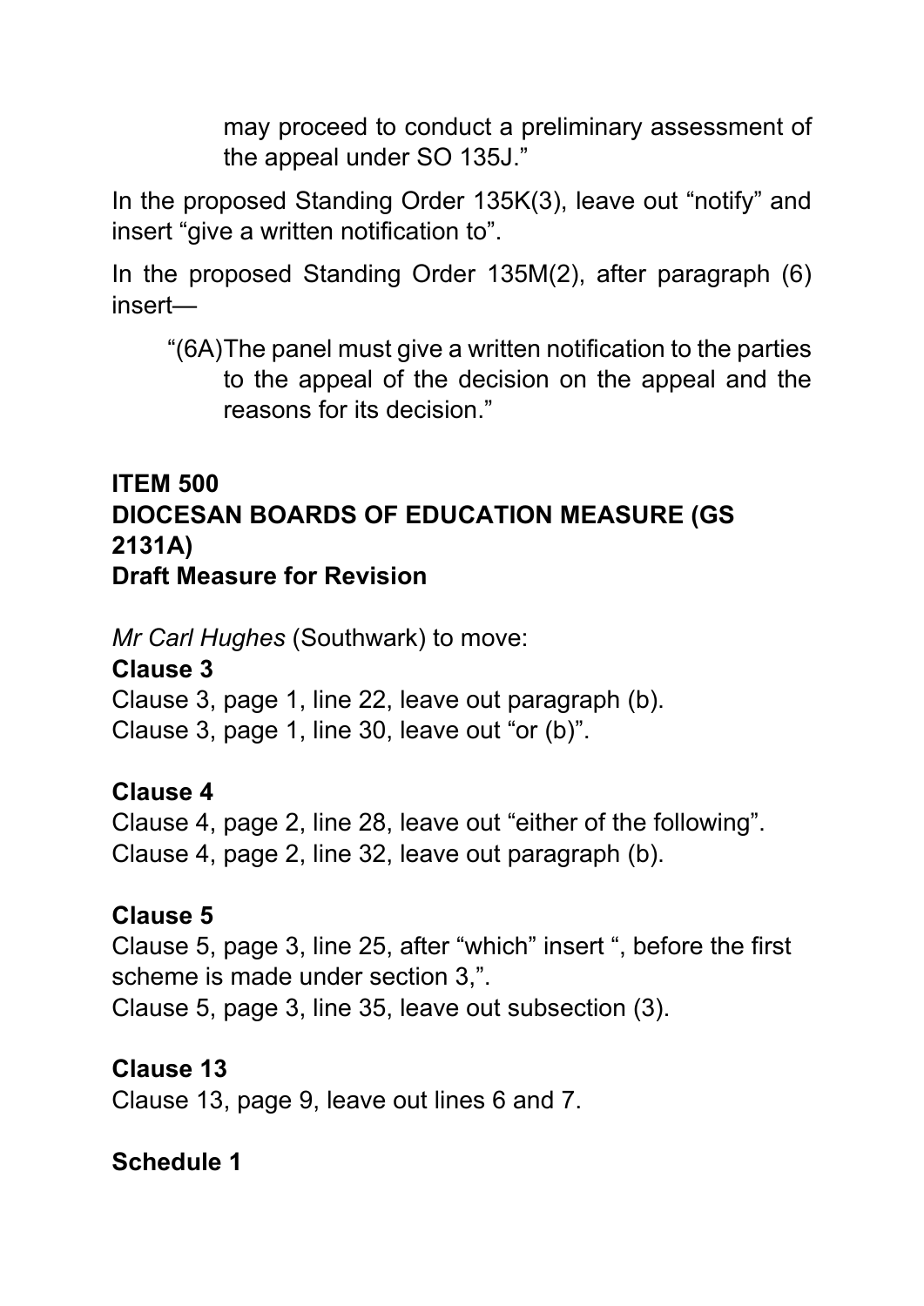may proceed to conduct a preliminary assessment of the appeal under SO 135J."

In the proposed Standing Order 135K(3), leave out "notify" and insert "give a written notification to".

In the proposed Standing Order 135M(2), after paragraph (6) insert—

> "(6A) The panel must give a written notification to the parties to the appeal of the decision on the appeal and the reasons for its decision."

**ITEM 500**
**DIOCESAN BOARDS OF EDUCATION MEASURE (GS 2131A)**
**Draft Measure for Revision**

*Mr Carl Hughes* (Southwark) to move:

**Clause 3**

Clause 3, page 1, line 22, leave out paragraph (b).
Clause 3, page 1, line 30, leave out "or (b)".

**Clause 4**

Clause 4, page 2, line 28, leave out "either of the following".
Clause 4, page 2, line 32, leave out paragraph (b).

**Clause 5**

Clause 5, page 3, line 25, after "which" insert ", before the first scheme is made under section 3,".
Clause 5, page 3, line 35, leave out subsection (3).

**Clause 13**

Clause 13, page 9, leave out lines 6 and 7.

**Schedule 1**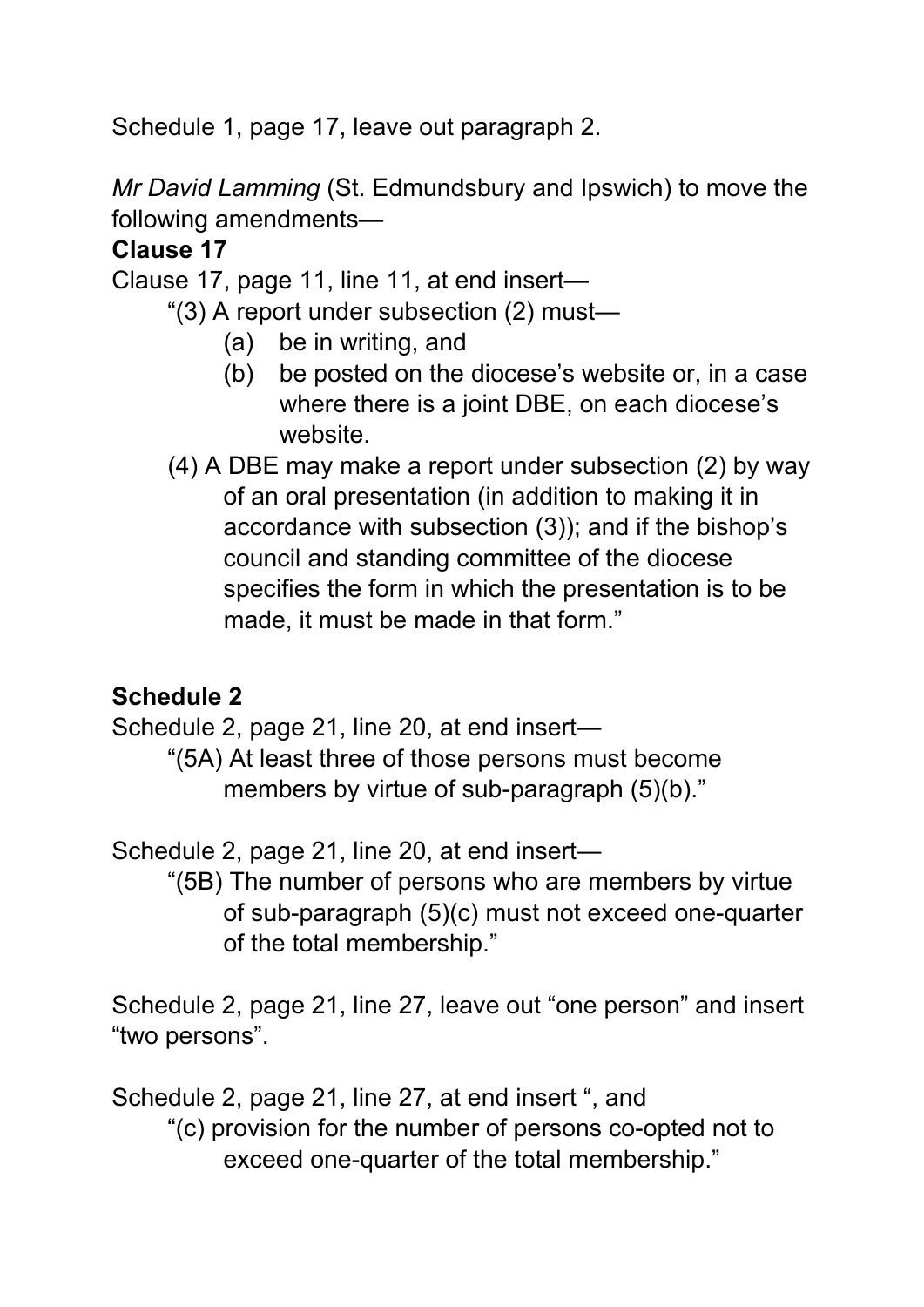Schedule 1, page 17, leave out paragraph 2.

*Mr David Lamming* (St. Edmundsbury and Ipswich) to move the following amendments—

**Clause 17**

Clause 17, page 11, line 11, at end insert—

"(3) A report under subsection (2) must—

(a) be in writing, and

(b) be posted on the diocese's website or, in a case where there is a joint DBE, on each diocese's website.

(4) A DBE may make a report under subsection (2) by way of an oral presentation (in addition to making it in accordance with subsection (3)); and if the bishop's council and standing committee of the diocese specifies the form in which the presentation is to be made, it must be made in that form."

**Schedule 2**

Schedule 2, page 21, line 20, at end insert—

"(5A) At least three of those persons must become members by virtue of sub-paragraph (5)(b)."

Schedule 2, page 21, line 20, at end insert—

"(5B) The number of persons who are members by virtue of sub-paragraph (5)(c) must not exceed one-quarter of the total membership."

Schedule 2, page 21, line 27, leave out "one person" and insert "two persons".

Schedule 2, page 21, line 27, at end insert ", and

"(c) provision for the number of persons co-opted not to exceed one-quarter of the total membership."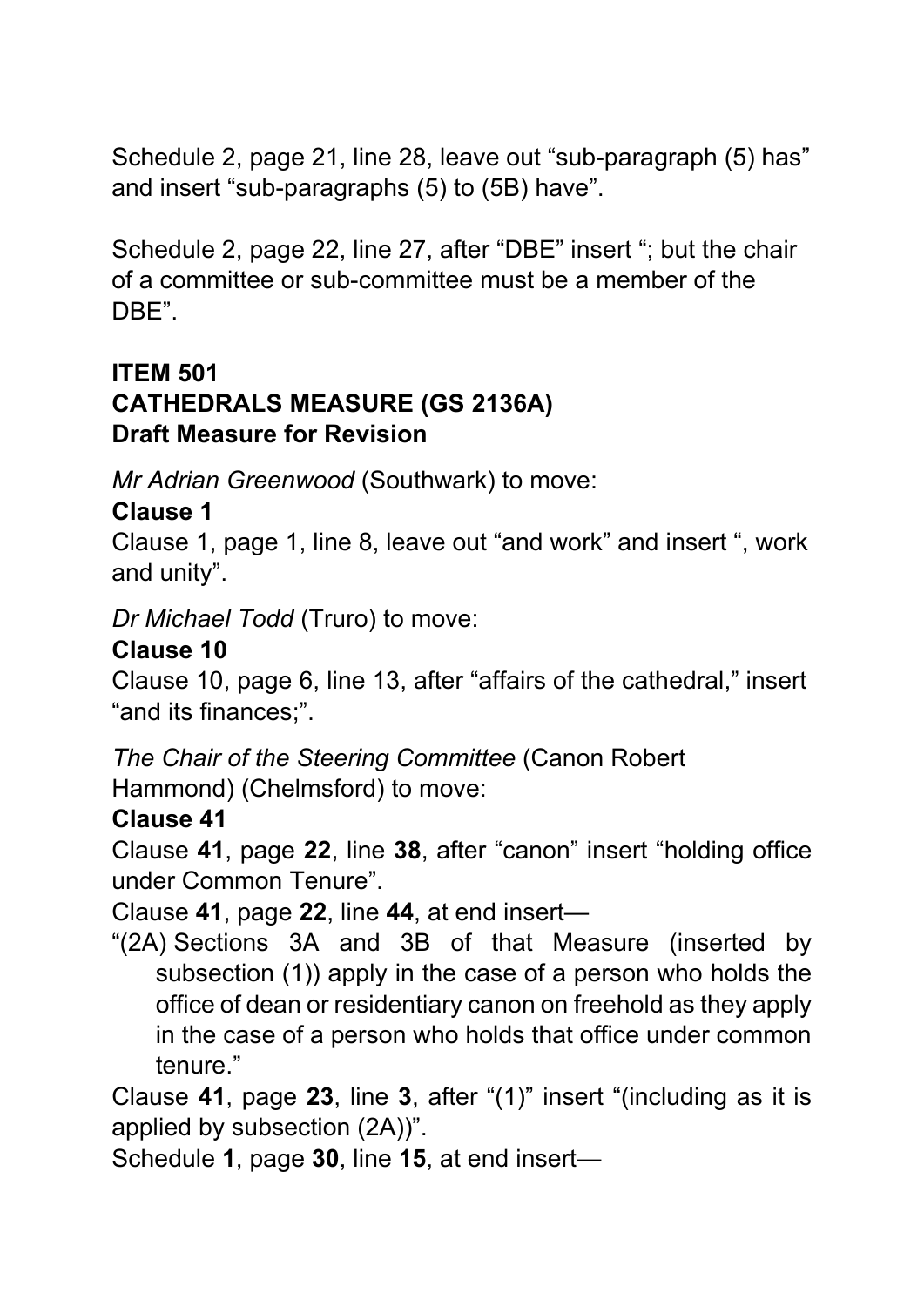Schedule 2, page 21, line 28, leave out “sub-paragraph (5) has” and insert “sub-paragraphs (5) to (5B) have”.

Schedule 2, page 22, line 27, after “DBE” insert “; but the chair of a committee or sub-committee must be a member of the DBE”.

**ITEM 501**
**CATHEDRALS MEASURE (GS 2136A)**
**Draft Measure for Revision**

*Mr Adrian Greenwood* (Southwark) to move:

**Clause 1**

Clause 1, page 1, line 8, leave out “and work” and insert “, work and unity”.

*Dr Michael Todd* (Truro) to move:

**Clause 10**

Clause 10, page 6, line 13, after “affairs of the cathedral,” insert “and its finances;”.

*The Chair of the Steering Committee* (Canon Robert Hammond) (Chelmsford) to move:

**Clause 41**

Clause **41**, page **22**, line **38**, after “canon” insert “holding office under Common Tenure”.

Clause **41**, page **22**, line **44**, at end insert—

“(2A) Sections 3A and 3B of that Measure (inserted by subsection (1)) apply in the case of a person who holds the office of dean or residentiary canon on freehold as they apply in the case of a person who holds that office under common tenure.”

Clause **41**, page **23**, line **3**, after “(1)” insert “(including as it is applied by subsection (2A))”.

Schedule **1**, page **30**, line **15**, at end insert—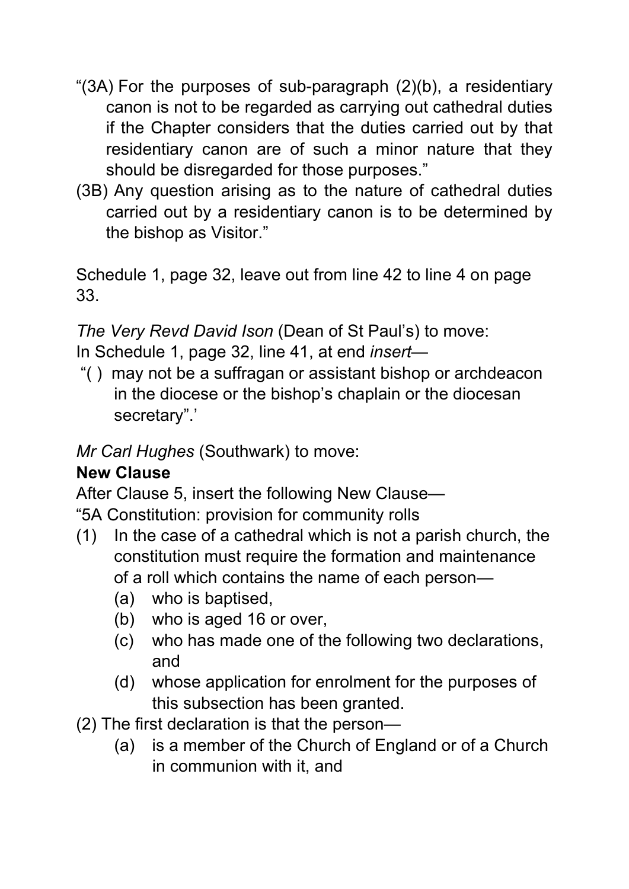“(3A) For the purposes of sub-paragraph (2)(b), a residentiary canon is not to be regarded as carrying out cathedral duties if the Chapter considers that the duties carried out by that residentiary canon are of such a minor nature that they should be disregarded for those purposes.”

(3B) Any question arising as to the nature of cathedral duties carried out by a residentiary canon is to be determined by the bishop as Visitor.”

Schedule 1, page 32, leave out from line 42 to line 4 on page 33.

*The Very Revd David Ison* (Dean of St Paul’s) to move:
In Schedule 1, page 32, line 41, at end *insert*—

“( ) may not be a suffragan or assistant bishop or archdeacon in the diocese or the bishop’s chaplain or the diocesan secretary”.’

*Mr Carl Hughes* (Southwark) to move:

**New Clause**

After Clause 5, insert the following New Clause—

“5A Constitution: provision for community rolls

(1) In the case of a cathedral which is not a parish church, the constitution must require the formation and maintenance of a roll which contains the name of each person—
   (a) who is baptised,
   (b) who is aged 16 or over,
   (c) who has made one of the following two declarations, and
   (d) whose application for enrolment for the purposes of this subsection has been granted.

(2) The first declaration is that the person—
   (a) is a member of the Church of England or of a Church in communion with it, and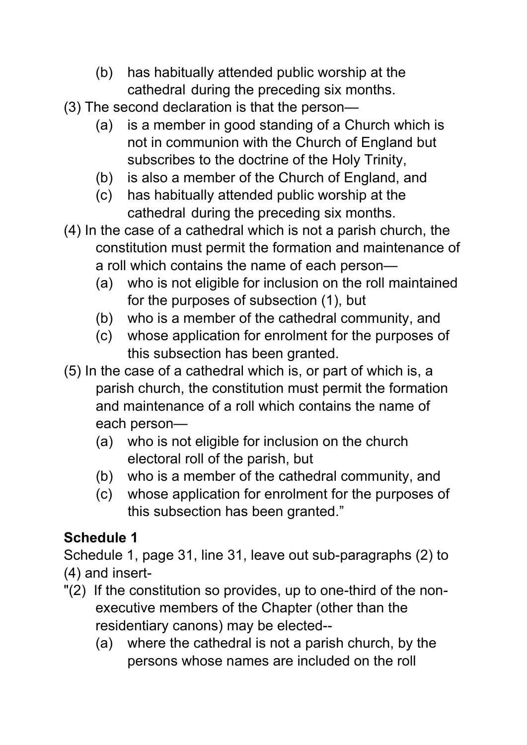(b) has habitually attended public worship at the cathedral during the preceding six months.

(3) The second declaration is that the person—

(a) is a member in good standing of a Church which is not in communion with the Church of England but subscribes to the doctrine of the Holy Trinity,

(b) is also a member of the Church of England, and

(c) has habitually attended public worship at the cathedral during the preceding six months.

(4) In the case of a cathedral which is not a parish church, the constitution must permit the formation and maintenance of a roll which contains the name of each person—

(a) who is not eligible for inclusion on the roll maintained for the purposes of subsection (1), but

(b) who is a member of the cathedral community, and

(c) whose application for enrolment for the purposes of this subsection has been granted.

(5) In the case of a cathedral which is, or part of which is, a parish church, the constitution must permit the formation and maintenance of a roll which contains the name of each person—

(a) who is not eligible for inclusion on the church electoral roll of the parish, but

(b) who is a member of the cathedral community, and

(c) whose application for enrolment for the purposes of this subsection has been granted."

**Schedule 1**

Schedule 1, page 31, line 31, leave out sub-paragraphs (2) to (4) and insert-

"(2) If the constitution so provides, up to one-third of the non-executive members of the Chapter (other than the residentiary canons) may be elected--

(a) where the cathedral is not a parish church, by the persons whose names are included on the roll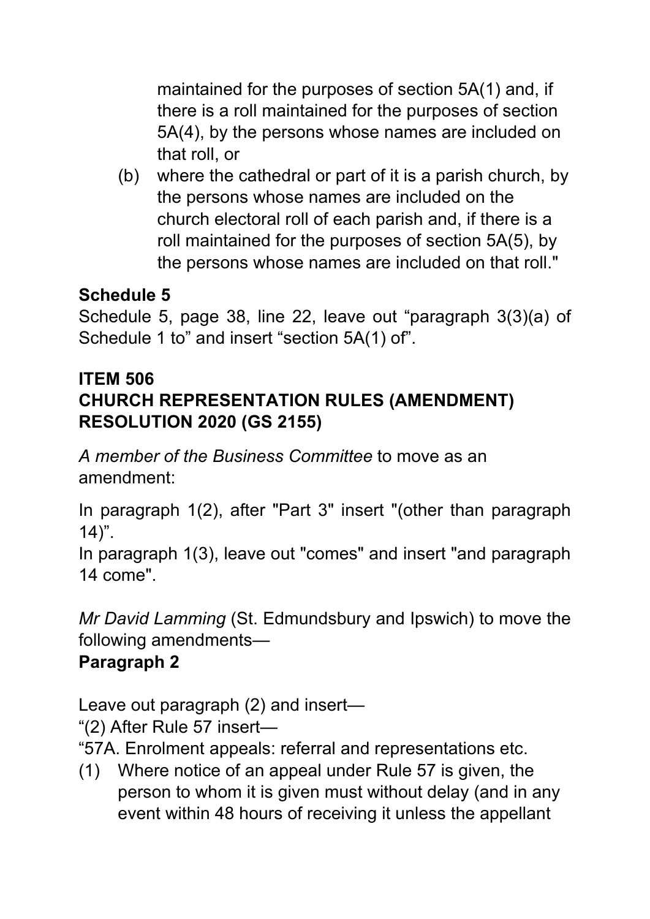maintained for the purposes of section 5A(1) and, if there is a roll maintained for the purposes of section 5A(4), by the persons whose names are included on that roll, or

(b) where the cathedral or part of it is a parish church, by the persons whose names are included on the church electoral roll of each parish and, if there is a roll maintained for the purposes of section 5A(5), by the persons whose names are included on that roll."

**Schedule 5**

Schedule 5, page 38, line 22, leave out "paragraph 3(3)(a) of Schedule 1 to" and insert "section 5A(1) of".

**ITEM 506**
**CHURCH REPRESENTATION RULES (AMENDMENT) RESOLUTION 2020 (GS 2155)**

*A member of the Business Committee* to move as an amendment:

In paragraph 1(2), after "Part 3" insert "(other than paragraph 14)".
In paragraph 1(3), leave out "comes" and insert "and paragraph 14 come".

*Mr David Lamming* (St. Edmundsbury and Ipswich) to move the following amendments—

**Paragraph 2**

Leave out paragraph (2) and insert—

"(2) After Rule 57 insert—

"57A. Enrolment appeals: referral and representations etc.

(1) Where notice of an appeal under Rule 57 is given, the person to whom it is given must without delay (and in any event within 48 hours of receiving it unless the appellant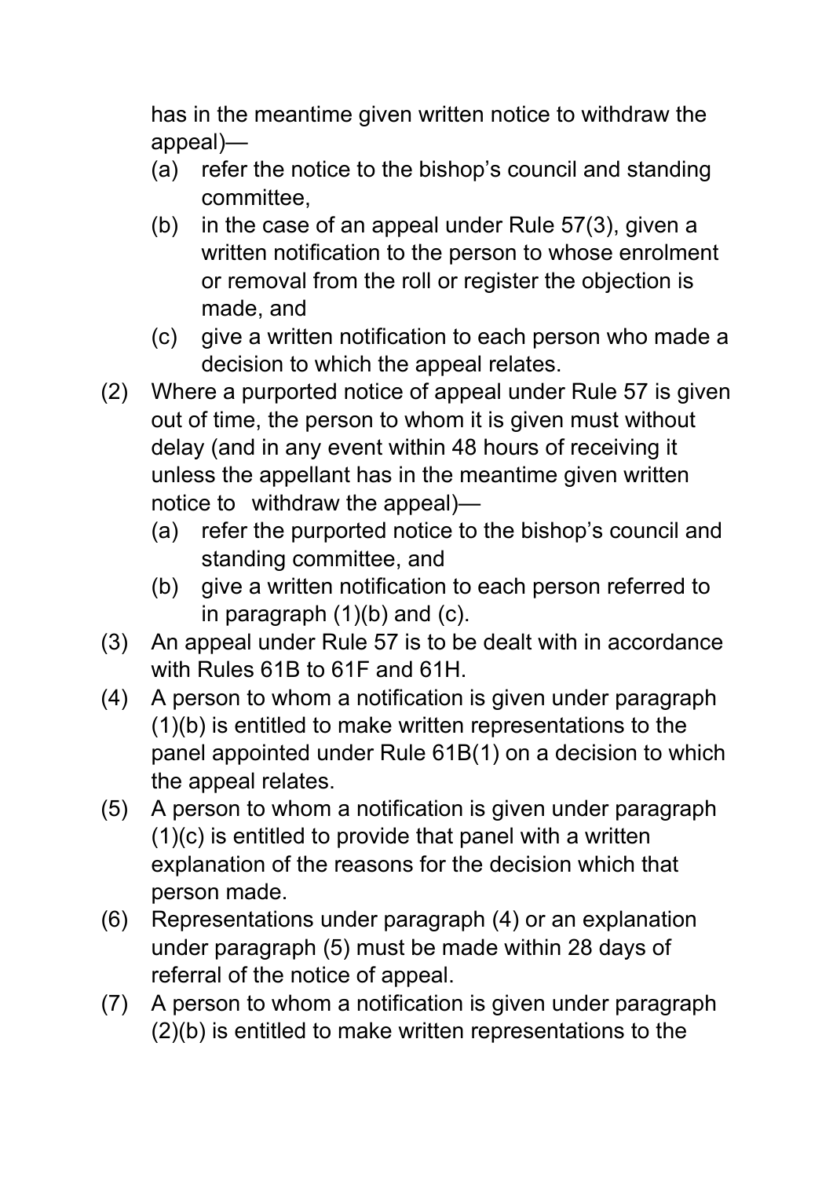has in the meantime given written notice to withdraw the appeal)—

(a) refer the notice to the bishop's council and standing committee,

(b) in the case of an appeal under Rule 57(3), given a written notification to the person to whose enrolment or removal from the roll or register the objection is made, and

(c) give a written notification to each person who made a decision to which the appeal relates.

(2) Where a purported notice of appeal under Rule 57 is given out of time, the person to whom it is given must without delay (and in any event within 48 hours of receiving it unless the appellant has in the meantime given written notice to withdraw the appeal)—

(a) refer the purported notice to the bishop's council and standing committee, and

(b) give a written notification to each person referred to in paragraph (1)(b) and (c).

(3) An appeal under Rule 57 is to be dealt with in accordance with Rules 61B to 61F and 61H.

(4) A person to whom a notification is given under paragraph (1)(b) is entitled to make written representations to the panel appointed under Rule 61B(1) on a decision to which the appeal relates.

(5) A person to whom a notification is given under paragraph (1)(c) is entitled to provide that panel with a written explanation of the reasons for the decision which that person made.

(6) Representations under paragraph (4) or an explanation under paragraph (5) must be made within 28 days of referral of the notice of appeal.

(7) A person to whom a notification is given under paragraph (2)(b) is entitled to make written representations to the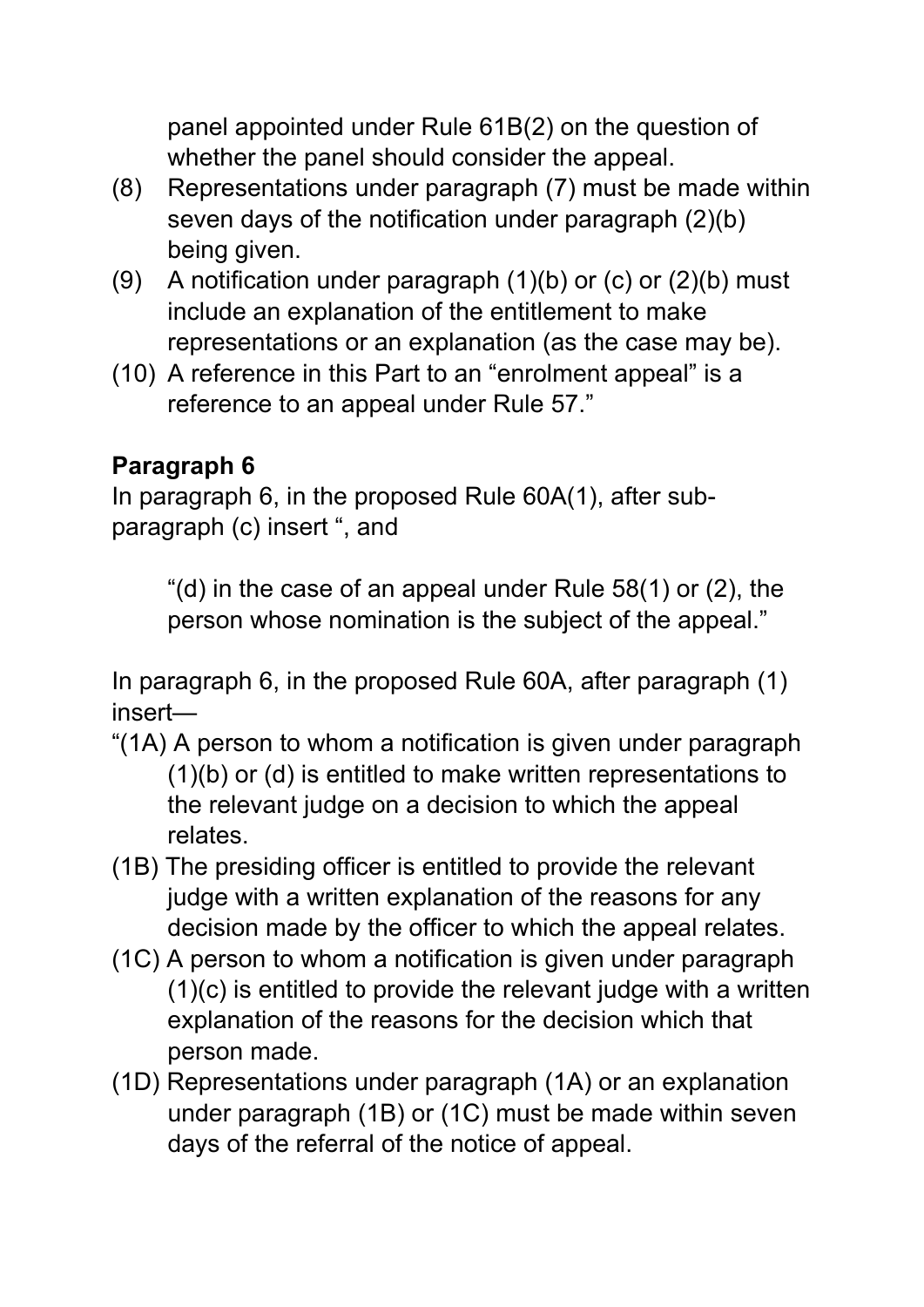panel appointed under Rule 61B(2) on the question of whether the panel should consider the appeal.

(8) Representations under paragraph (7) must be made within seven days of the notification under paragraph (2)(b) being given.

(9) A notification under paragraph (1)(b) or (c) or (2)(b) must include an explanation of the entitlement to make representations or an explanation (as the case may be).

(10) A reference in this Part to an "enrolment appeal" is a reference to an appeal under Rule 57."

**Paragraph 6**

In paragraph 6, in the proposed Rule 60A(1), after sub-paragraph (c) insert ", and

"(d) in the case of an appeal under Rule 58(1) or (2), the person whose nomination is the subject of the appeal."

In paragraph 6, in the proposed Rule 60A, after paragraph (1) insert—

"(1A) A person to whom a notification is given under paragraph (1)(b) or (d) is entitled to make written representations to the relevant judge on a decision to which the appeal relates.

(1B) The presiding officer is entitled to provide the relevant judge with a written explanation of the reasons for any decision made by the officer to which the appeal relates.

(1C) A person to whom a notification is given under paragraph (1)(c) is entitled to provide the relevant judge with a written explanation of the reasons for the decision which that person made.

(1D) Representations under paragraph (1A) or an explanation under paragraph (1B) or (1C) must be made within seven days of the referral of the notice of appeal.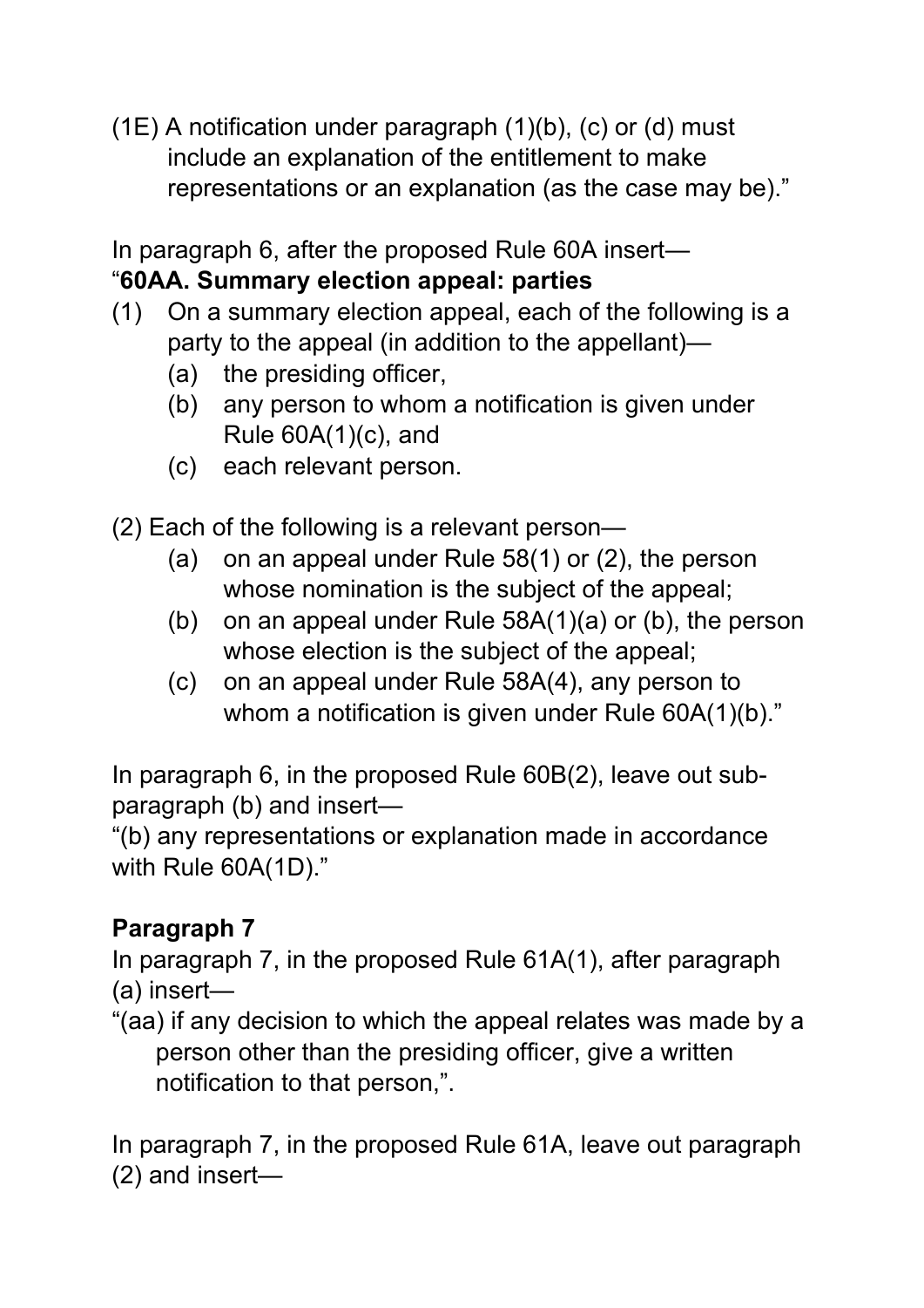(1E) A notification under paragraph (1)(b), (c) or (d) must include an explanation of the entitlement to make representations or an explanation (as the case may be)."

In paragraph 6, after the proposed Rule 60A insert—
"**60AA. Summary election appeal: parties**

(1) On a summary election appeal, each of the following is a party to the appeal (in addition to the appellant)—
   (a) the presiding officer,
   (b) any person to whom a notification is given under Rule 60A(1)(c), and
   (c) each relevant person.

(2) Each of the following is a relevant person—
   (a) on an appeal under Rule 58(1) or (2), the person whose nomination is the subject of the appeal;
   (b) on an appeal under Rule 58A(1)(a) or (b), the person whose election is the subject of the appeal;
   (c) on an appeal under Rule 58A(4), any person to whom a notification is given under Rule 60A(1)(b)."

In paragraph 6, in the proposed Rule 60B(2), leave out sub-paragraph (b) and insert—
"(b) any representations or explanation made in accordance with Rule 60A(1D)."

## Paragraph 7

In paragraph 7, in the proposed Rule 61A(1), after paragraph (a) insert—
"(aa) if any decision to which the appeal relates was made by a person other than the presiding officer, give a written notification to that person,".

In paragraph 7, in the proposed Rule 61A, leave out paragraph (2) and insert—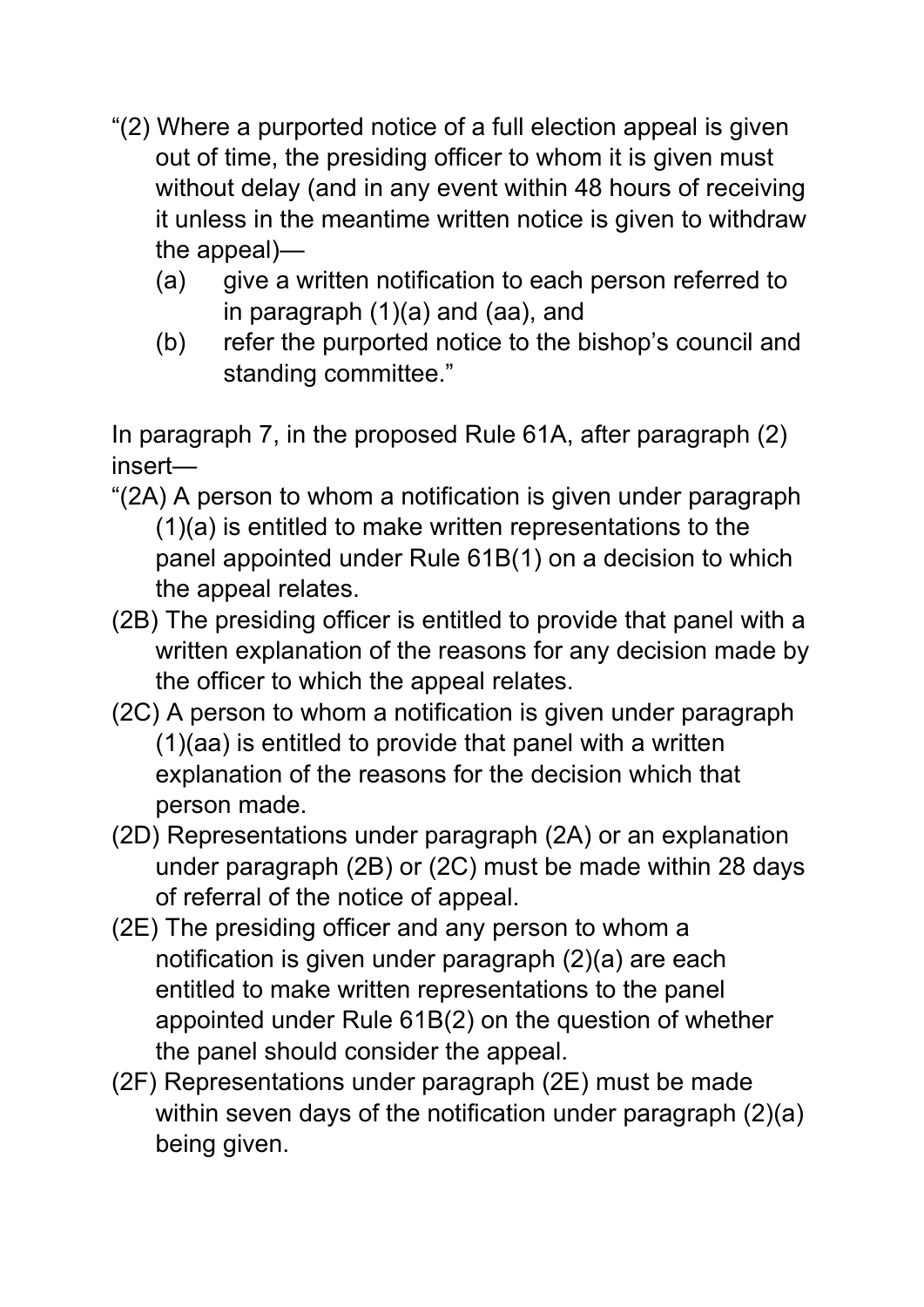“(2) Where a purported notice of a full election appeal is given out of time, the presiding officer to whom it is given must without delay (and in any event within 48 hours of receiving it unless in the meantime written notice is given to withdraw the appeal)—

(a) give a written notification to each person referred to in paragraph (1)(a) and (aa), and

(b) refer the purported notice to the bishop’s council and standing committee.”

In paragraph 7, in the proposed Rule 61A, after paragraph (2) insert—

“(2A) A person to whom a notification is given under paragraph (1)(a) is entitled to make written representations to the panel appointed under Rule 61B(1) on a decision to which the appeal relates.

(2B) The presiding officer is entitled to provide that panel with a written explanation of the reasons for any decision made by the officer to which the appeal relates.

(2C) A person to whom a notification is given under paragraph (1)(aa) is entitled to provide that panel with a written explanation of the reasons for the decision which that person made.

(2D) Representations under paragraph (2A) or an explanation under paragraph (2B) or (2C) must be made within 28 days of referral of the notice of appeal.

(2E) The presiding officer and any person to whom a notification is given under paragraph (2)(a) are each entitled to make written representations to the panel appointed under Rule 61B(2) on the question of whether the panel should consider the appeal.

(2F) Representations under paragraph (2E) must be made within seven days of the notification under paragraph (2)(a) being given.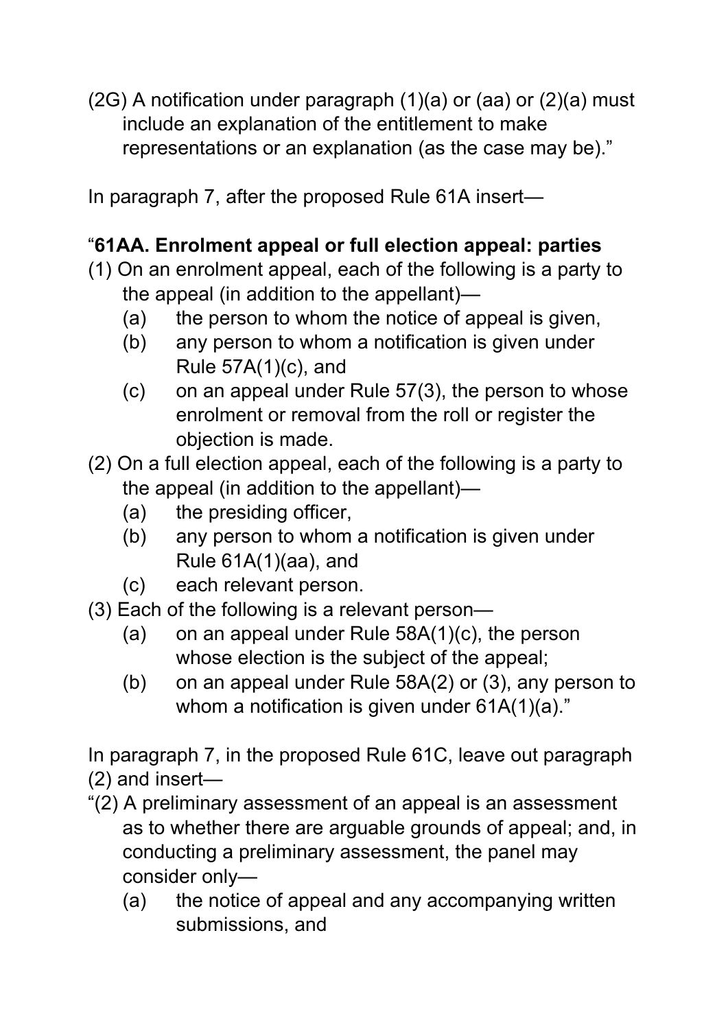(2G) A notification under paragraph (1)(a) or (aa) or (2)(a) must include an explanation of the entitlement to make representations or an explanation (as the case may be).”

In paragraph 7, after the proposed Rule 61A insert—

“**61AA. Enrolment appeal or full election appeal: parties**

(1) On an enrolment appeal, each of the following is a party to the appeal (in addition to the appellant)—

(a) the person to whom the notice of appeal is given,

(b) any person to whom a notification is given under Rule 57A(1)(c), and

(c) on an appeal under Rule 57(3), the person to whose enrolment or removal from the roll or register the objection is made.

(2) On a full election appeal, each of the following is a party to the appeal (in addition to the appellant)—

(a) the presiding officer,

(b) any person to whom a notification is given under Rule 61A(1)(aa), and

(c) each relevant person.

(3) Each of the following is a relevant person—

(a) on an appeal under Rule 58A(1)(c), the person whose election is the subject of the appeal;

(b) on an appeal under Rule 58A(2) or (3), any person to whom a notification is given under 61A(1)(a).”

In paragraph 7, in the proposed Rule 61C, leave out paragraph (2) and insert—

“(2) A preliminary assessment of an appeal is an assessment as to whether there are arguable grounds of appeal; and, in conducting a preliminary assessment, the panel may consider only—

(a) the notice of appeal and any accompanying written submissions, and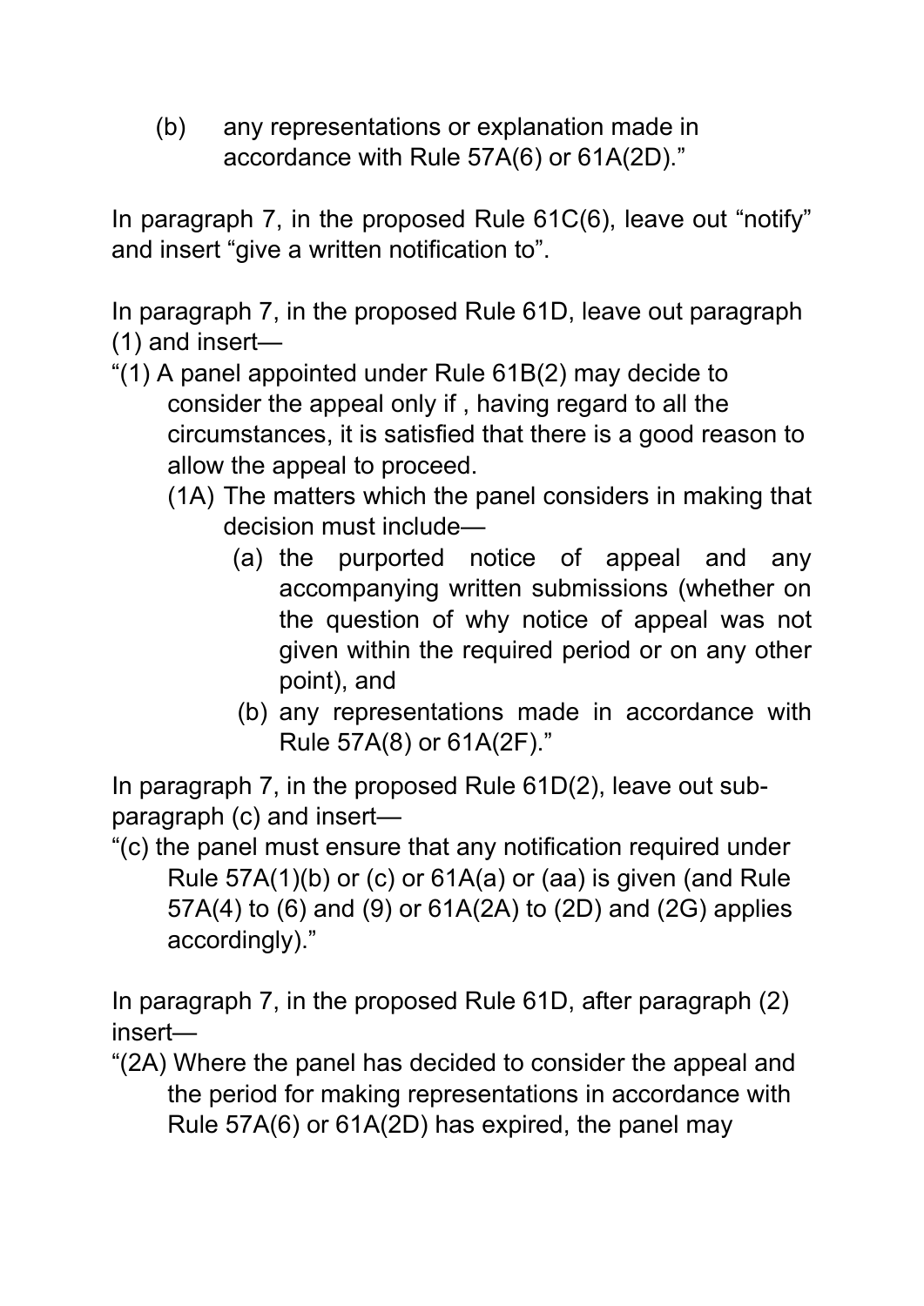(b) any representations or explanation made in accordance with Rule 57A(6) or 61A(2D)."

In paragraph 7, in the proposed Rule 61C(6), leave out "notify" and insert "give a written notification to".

In paragraph 7, in the proposed Rule 61D, leave out paragraph (1) and insert—

"(1) A panel appointed under Rule 61B(2) may decide to consider the appeal only if , having regard to all the circumstances, it is satisfied that there is a good reason to allow the appeal to proceed.

(1A) The matters which the panel considers in making that decision must include—

(a) the purported notice of appeal and any accompanying written submissions (whether on the question of why notice of appeal was not given within the required period or on any other point), and

(b) any representations made in accordance with Rule 57A(8) or 61A(2F)."

In paragraph 7, in the proposed Rule 61D(2), leave out sub-paragraph (c) and insert—

"(c) the panel must ensure that any notification required under Rule 57A(1)(b) or (c) or 61A(a) or (aa) is given (and Rule 57A(4) to (6) and (9) or 61A(2A) to (2D) and (2G) applies accordingly)."

In paragraph 7, in the proposed Rule 61D, after paragraph (2) insert—

"(2A) Where the panel has decided to consider the appeal and the period for making representations in accordance with Rule 57A(6) or 61A(2D) has expired, the panel may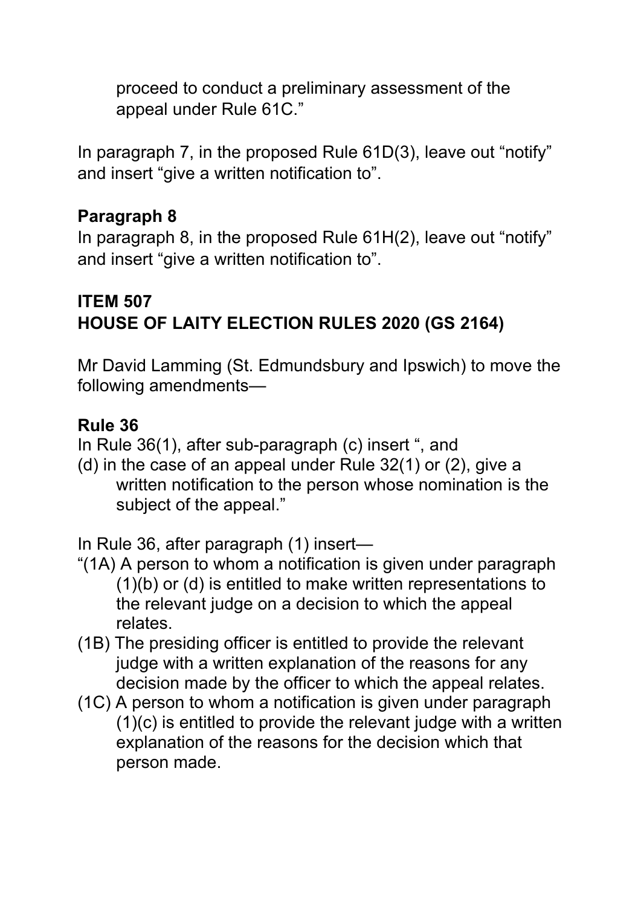proceed to conduct a preliminary assessment of the appeal under Rule 61C."

In paragraph 7, in the proposed Rule 61D(3), leave out "notify" and insert "give a written notification to".

**Paragraph 8**

In paragraph 8, in the proposed Rule 61H(2), leave out "notify" and insert "give a written notification to".

**ITEM 507**
**HOUSE OF LAITY ELECTION RULES 2020 (GS 2164)**

Mr David Lamming (St. Edmundsbury and Ipswich) to move the following amendments—

**Rule 36**

In Rule 36(1), after sub-paragraph (c) insert ", and
(d) in the case of an appeal under Rule 32(1) or (2), give a written notification to the person whose nomination is the subject of the appeal."

In Rule 36, after paragraph (1) insert—

"(1A) A person to whom a notification is given under paragraph (1)(b) or (d) is entitled to make written representations to the relevant judge on a decision to which the appeal relates.

(1B) The presiding officer is entitled to provide the relevant judge with a written explanation of the reasons for any decision made by the officer to which the appeal relates.

(1C) A person to whom a notification is given under paragraph (1)(c) is entitled to provide the relevant judge with a written explanation of the reasons for the decision which that person made.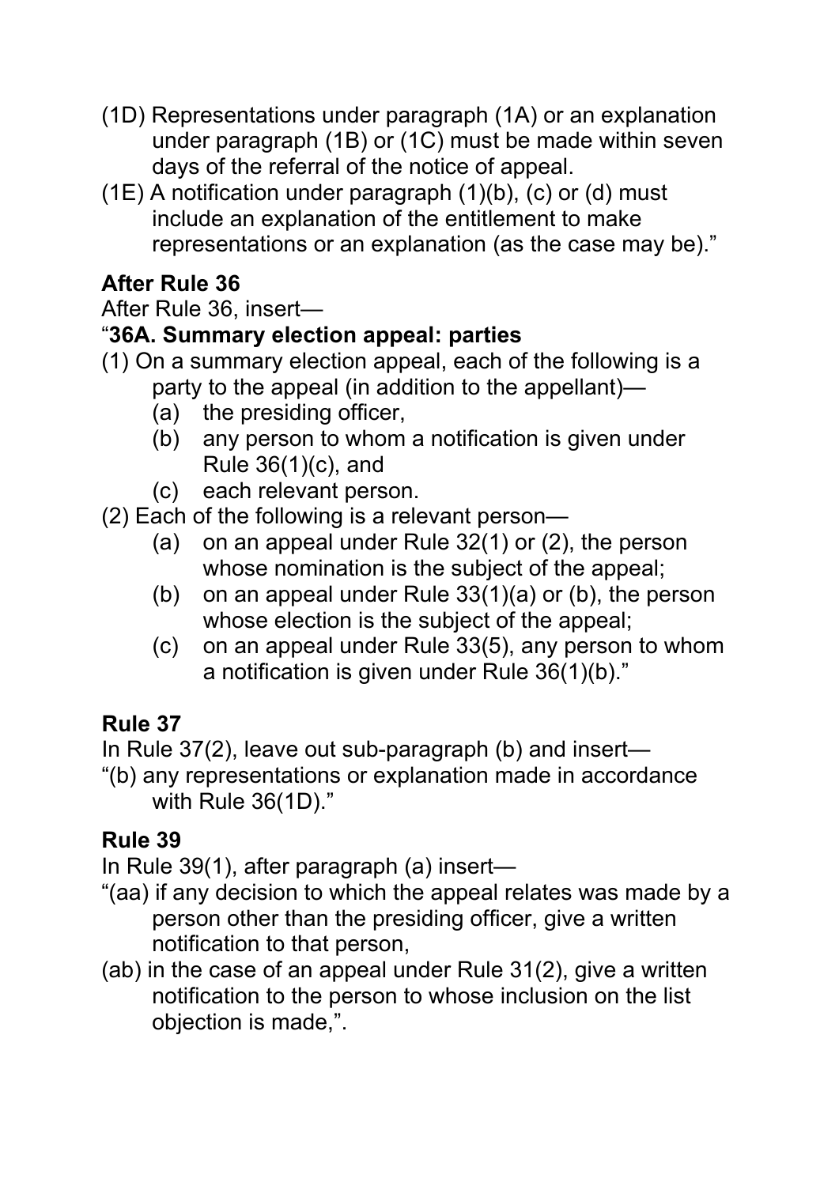(1D) Representations under paragraph (1A) or an explanation under paragraph (1B) or (1C) must be made within seven days of the referral of the notice of appeal.

(1E) A notification under paragraph (1)(b), (c) or (d) must include an explanation of the entitlement to make representations or an explanation (as the case may be)."

**After Rule 36**

After Rule 36, insert—

"**36A. Summary election appeal: parties**

(1) On a summary election appeal, each of the following is a party to the appeal (in addition to the appellant)—

- (a) the presiding officer,
- (b) any person to whom a notification is given under Rule 36(1)(c), and
- (c) each relevant person.

(2) Each of the following is a relevant person—

- (a) on an appeal under Rule 32(1) or (2), the person whose nomination is the subject of the appeal;
- (b) on an appeal under Rule 33(1)(a) or (b), the person whose election is the subject of the appeal;
- (c) on an appeal under Rule 33(5), any person to whom a notification is given under Rule 36(1)(b)."

**Rule 37**

In Rule 37(2), leave out sub-paragraph (b) and insert—

"(b) any representations or explanation made in accordance with Rule 36(1D)."

**Rule 39**

In Rule 39(1), after paragraph (a) insert—

"(aa) if any decision to which the appeal relates was made by a person other than the presiding officer, give a written notification to that person,

(ab) in the case of an appeal under Rule 31(2), give a written notification to the person to whose inclusion on the list objection is made,".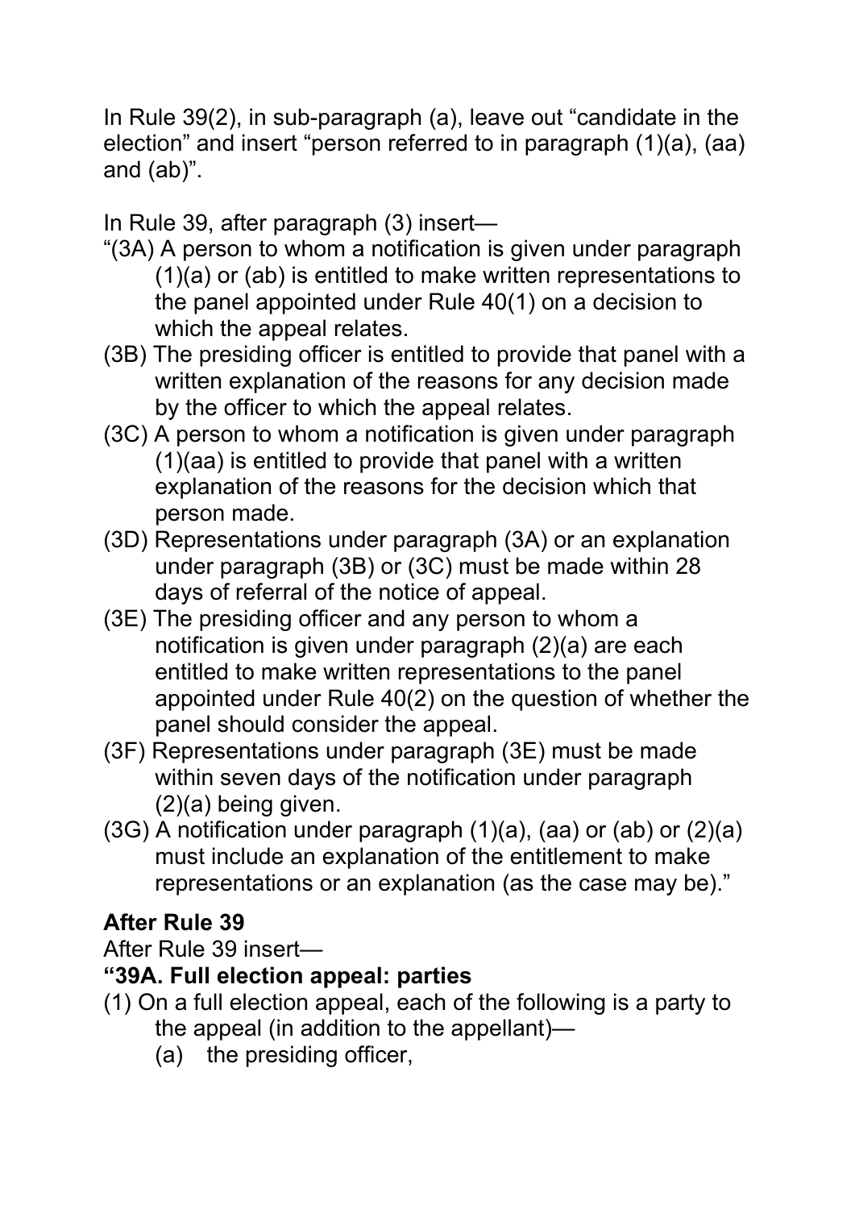In Rule 39(2), in sub-paragraph (a), leave out “candidate in the election” and insert “person referred to in paragraph (1)(a), (aa) and (ab)”.

In Rule 39, after paragraph (3) insert—

“(3A) A person to whom a notification is given under paragraph (1)(a) or (ab) is entitled to make written representations to the panel appointed under Rule 40(1) on a decision to which the appeal relates.

(3B) The presiding officer is entitled to provide that panel with a written explanation of the reasons for any decision made by the officer to which the appeal relates.

(3C) A person to whom a notification is given under paragraph (1)(aa) is entitled to provide that panel with a written explanation of the reasons for the decision which that person made.

(3D) Representations under paragraph (3A) or an explanation under paragraph (3B) or (3C) must be made within 28 days of referral of the notice of appeal.

(3E) The presiding officer and any person to whom a notification is given under paragraph (2)(a) are each entitled to make written representations to the panel appointed under Rule 40(2) on the question of whether the panel should consider the appeal.

(3F) Representations under paragraph (3E) must be made within seven days of the notification under paragraph (2)(a) being given.

(3G) A notification under paragraph (1)(a), (aa) or (ab) or (2)(a) must include an explanation of the entitlement to make representations or an explanation (as the case may be).”

**After Rule 39**

After Rule 39 insert—

**“39A. Full election appeal: parties**

(1) On a full election appeal, each of the following is a party to the appeal (in addition to the appellant)—

(a) the presiding officer,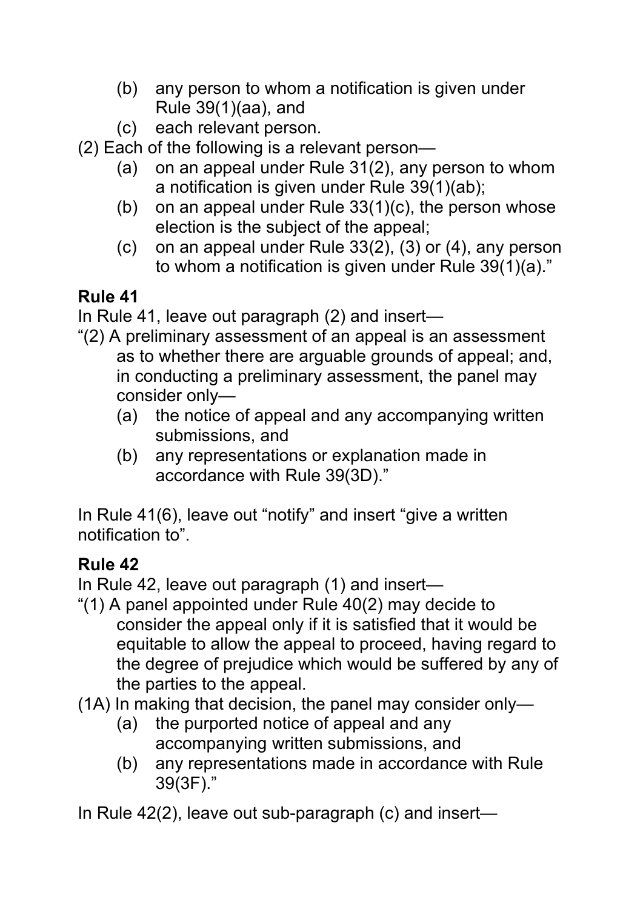(b) any person to whom a notification is given under Rule 39(1)(aa), and

(c) each relevant person.

(2) Each of the following is a relevant person—

(a) on an appeal under Rule 31(2), any person to whom a notification is given under Rule 39(1)(ab);

(b) on an appeal under Rule 33(1)(c), the person whose election is the subject of the appeal;

(c) on an appeal under Rule 33(2), (3) or (4), any person to whom a notification is given under Rule 39(1)(a)."

**Rule 41**

In Rule 41, leave out paragraph (2) and insert—

"(2) A preliminary assessment of an appeal is an assessment as to whether there are arguable grounds of appeal; and, in conducting a preliminary assessment, the panel may consider only—

(a) the notice of appeal and any accompanying written submissions, and

(b) any representations or explanation made in accordance with Rule 39(3D)."

In Rule 41(6), leave out "notify" and insert "give a written notification to".

**Rule 42**

In Rule 42, leave out paragraph (1) and insert—

"(1) A panel appointed under Rule 40(2) may decide to consider the appeal only if it is satisfied that it would be equitable to allow the appeal to proceed, having regard to the degree of prejudice which would be suffered by any of the parties to the appeal.

(1A) In making that decision, the panel may consider only—

(a) the purported notice of appeal and any accompanying written submissions, and

(b) any representations made in accordance with Rule 39(3F)."

In Rule 42(2), leave out sub-paragraph (c) and insert—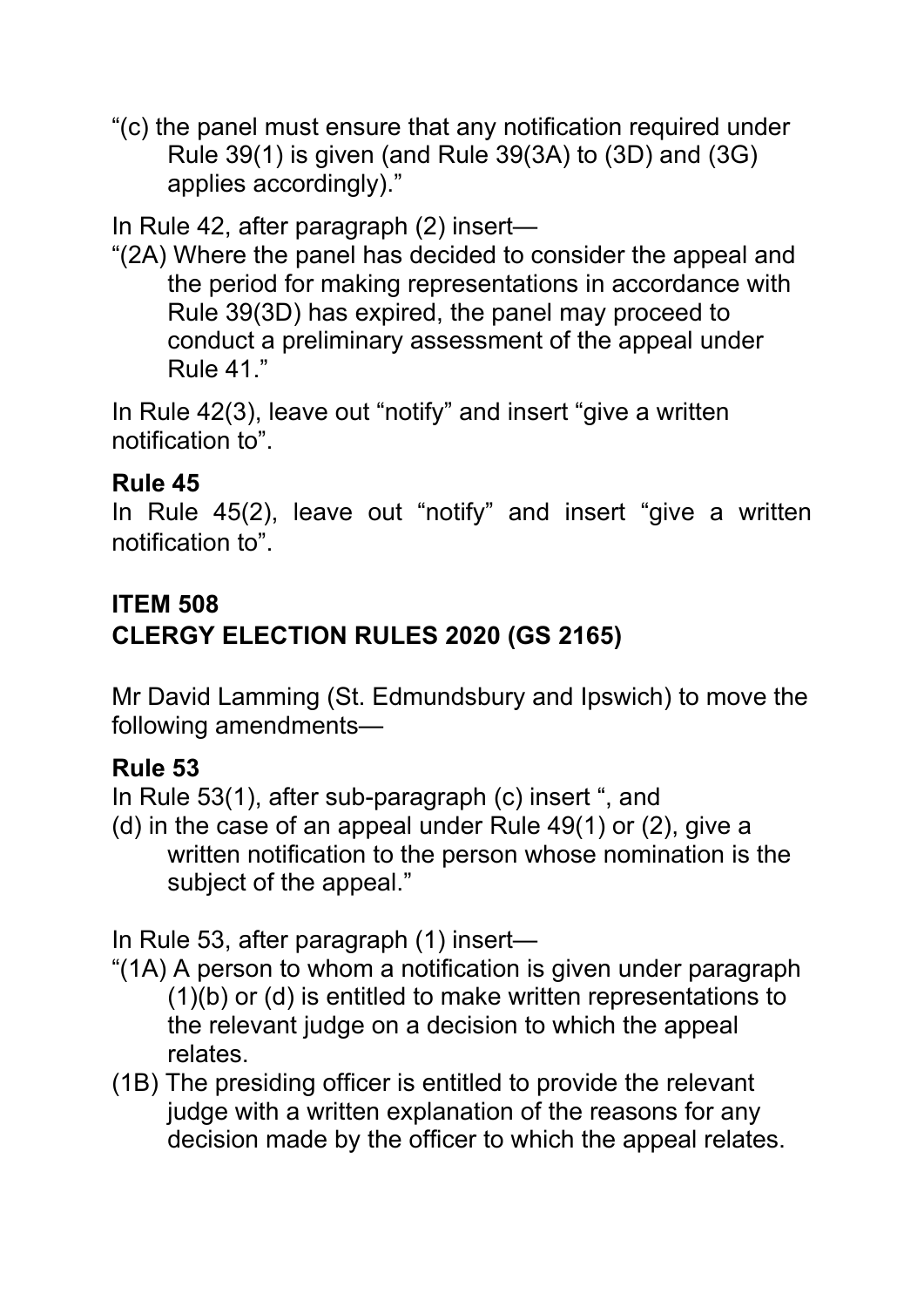“(c) the panel must ensure that any notification required under Rule 39(1) is given (and Rule 39(3A) to (3D) and (3G) applies accordingly).”

In Rule 42, after paragraph (2) insert—

“(2A) Where the panel has decided to consider the appeal and the period for making representations in accordance with Rule 39(3D) has expired, the panel may proceed to conduct a preliminary assessment of the appeal under Rule 41.”

In Rule 42(3), leave out “notify” and insert “give a written notification to”.

**Rule 45**

In Rule 45(2), leave out “notify” and insert “give a written notification to”.

**ITEM 508**
**CLERGY ELECTION RULES 2020 (GS 2165)**

Mr David Lamming (St. Edmundsbury and Ipswich) to move the following amendments—

**Rule 53**

In Rule 53(1), after sub-paragraph (c) insert “, and

(d) in the case of an appeal under Rule 49(1) or (2), give a written notification to the person whose nomination is the subject of the appeal.”

In Rule 53, after paragraph (1) insert—

“(1A) A person to whom a notification is given under paragraph (1)(b) or (d) is entitled to make written representations to the relevant judge on a decision to which the appeal relates.

(1B) The presiding officer is entitled to provide the relevant judge with a written explanation of the reasons for any decision made by the officer to which the appeal relates.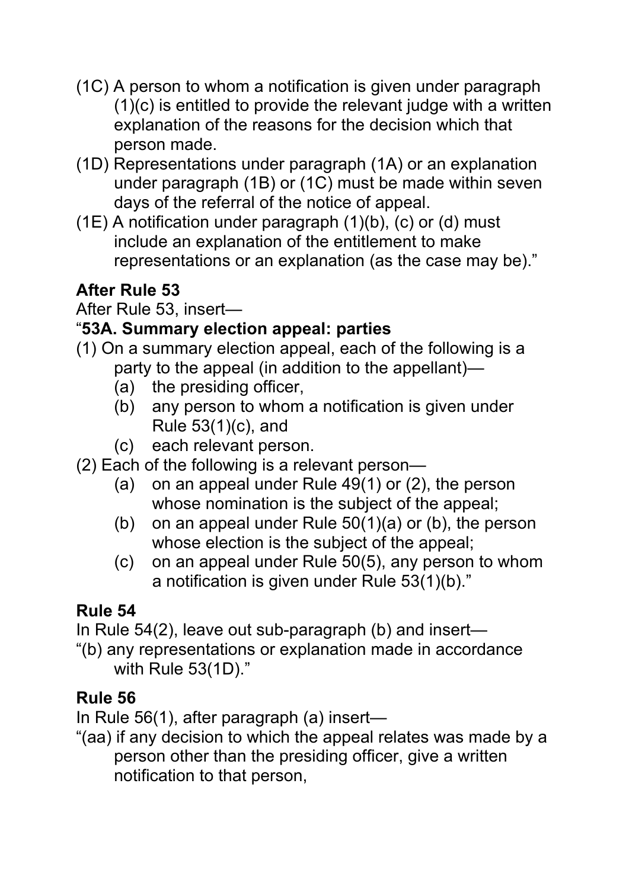(1C) A person to whom a notification is given under paragraph (1)(c) is entitled to provide the relevant judge with a written explanation of the reasons for the decision which that person made.

(1D) Representations under paragraph (1A) or an explanation under paragraph (1B) or (1C) must be made within seven days of the referral of the notice of appeal.

(1E) A notification under paragraph (1)(b), (c) or (d) must include an explanation of the entitlement to make representations or an explanation (as the case may be)."

**After Rule 53**

After Rule 53, insert—

"**53A. Summary election appeal: parties**

(1) On a summary election appeal, each of the following is a party to the appeal (in addition to the appellant)—

(a) the presiding officer,

(b) any person to whom a notification is given under Rule 53(1)(c), and

(c) each relevant person.

(2) Each of the following is a relevant person—

(a) on an appeal under Rule 49(1) or (2), the person whose nomination is the subject of the appeal;

(b) on an appeal under Rule 50(1)(a) or (b), the person whose election is the subject of the appeal;

(c) on an appeal under Rule 50(5), any person to whom a notification is given under Rule 53(1)(b)."

**Rule 54**

In Rule 54(2), leave out sub-paragraph (b) and insert—

"(b) any representations or explanation made in accordance with Rule 53(1D)."

**Rule 56**

In Rule 56(1), after paragraph (a) insert—

"(aa) if any decision to which the appeal relates was made by a person other than the presiding officer, give a written notification to that person,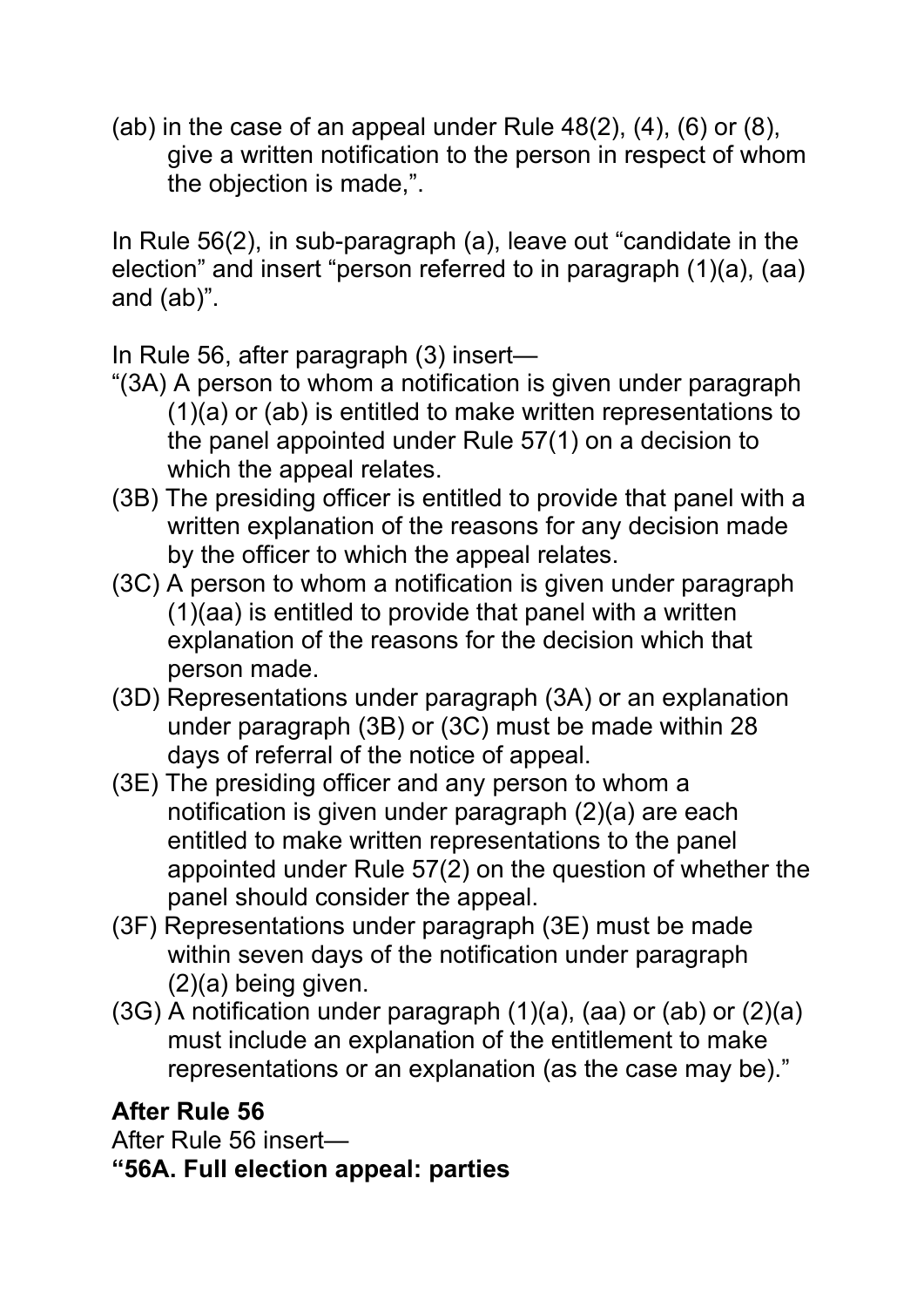(ab) in the case of an appeal under Rule 48(2), (4), (6) or (8), give a written notification to the person in respect of whom the objection is made,”.

In Rule 56(2), in sub-paragraph (a), leave out “candidate in the election” and insert “person referred to in paragraph (1)(a), (aa) and (ab)”.

In Rule 56, after paragraph (3) insert—

“(3A) A person to whom a notification is given under paragraph (1)(a) or (ab) is entitled to make written representations to the panel appointed under Rule 57(1) on a decision to which the appeal relates.

(3B) The presiding officer is entitled to provide that panel with a written explanation of the reasons for any decision made by the officer to which the appeal relates.

(3C) A person to whom a notification is given under paragraph (1)(aa) is entitled to provide that panel with a written explanation of the reasons for the decision which that person made.

(3D) Representations under paragraph (3A) or an explanation under paragraph (3B) or (3C) must be made within 28 days of referral of the notice of appeal.

(3E) The presiding officer and any person to whom a notification is given under paragraph (2)(a) are each entitled to make written representations to the panel appointed under Rule 57(2) on the question of whether the panel should consider the appeal.

(3F) Representations under paragraph (3E) must be made within seven days of the notification under paragraph (2)(a) being given.

(3G) A notification under paragraph (1)(a), (aa) or (ab) or (2)(a) must include an explanation of the entitlement to make representations or an explanation (as the case may be).”

**After Rule 56**

After Rule 56 insert—

**“56A. Full election appeal: parties**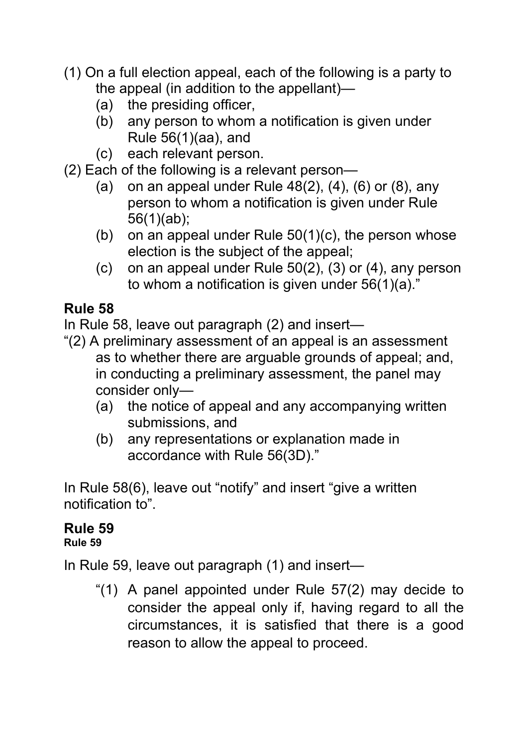(1) On a full election appeal, each of the following is a party to the appeal (in addition to the appellant)—

(a) the presiding officer,

(b) any person to whom a notification is given under Rule 56(1)(aa), and

(c) each relevant person.

(2) Each of the following is a relevant person—

(a) on an appeal under Rule 48(2), (4), (6) or (8), any person to whom a notification is given under Rule 56(1)(ab);

(b) on an appeal under Rule 50(1)(c), the person whose election is the subject of the appeal;

(c) on an appeal under Rule 50(2), (3) or (4), any person to whom a notification is given under 56(1)(a)."

## Rule 58

In Rule 58, leave out paragraph (2) and insert—

"(2) A preliminary assessment of an appeal is an assessment as to whether there are arguable grounds of appeal; and, in conducting a preliminary assessment, the panel may consider only—

(a) the notice of appeal and any accompanying written submissions, and

(b) any representations or explanation made in accordance with Rule 56(3D)."

In Rule 58(6), leave out "notify" and insert "give a written notification to".

## Rule 59

**Rule 59**

In Rule 59, leave out paragraph (1) and insert—

"(1) A panel appointed under Rule 57(2) may decide to consider the appeal only if, having regard to all the circumstances, it is satisfied that there is a good reason to allow the appeal to proceed.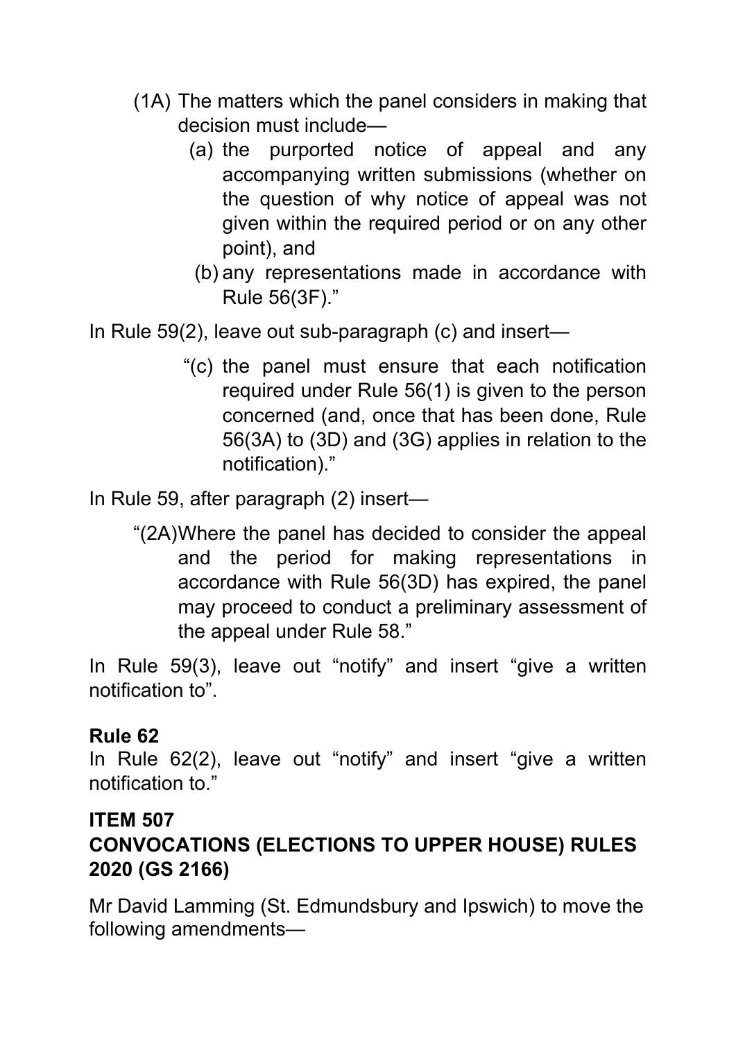(1A) The matters which the panel considers in making that decision must include—

(a) the purported notice of appeal and any accompanying written submissions (whether on the question of why notice of appeal was not given within the required period or on any other point), and

(b) any representations made in accordance with Rule 56(3F)."

In Rule 59(2), leave out sub-paragraph (c) and insert—

"(c) the panel must ensure that each notification required under Rule 56(1) is given to the person concerned (and, once that has been done, Rule 56(3A) to (3D) and (3G) applies in relation to the notification)."

In Rule 59, after paragraph (2) insert—

"(2A) Where the panel has decided to consider the appeal and the period for making representations in accordance with Rule 56(3D) has expired, the panel may proceed to conduct a preliminary assessment of the appeal under Rule 58."

In Rule 59(3), leave out "notify" and insert "give a written notification to".

**Rule 62**

In Rule 62(2), leave out "notify" and insert "give a written notification to."

**ITEM 507**

**CONVOCATIONS (ELECTIONS TO UPPER HOUSE) RULES 2020 (GS 2166)**

Mr David Lamming (St. Edmundsbury and Ipswich) to move the following amendments—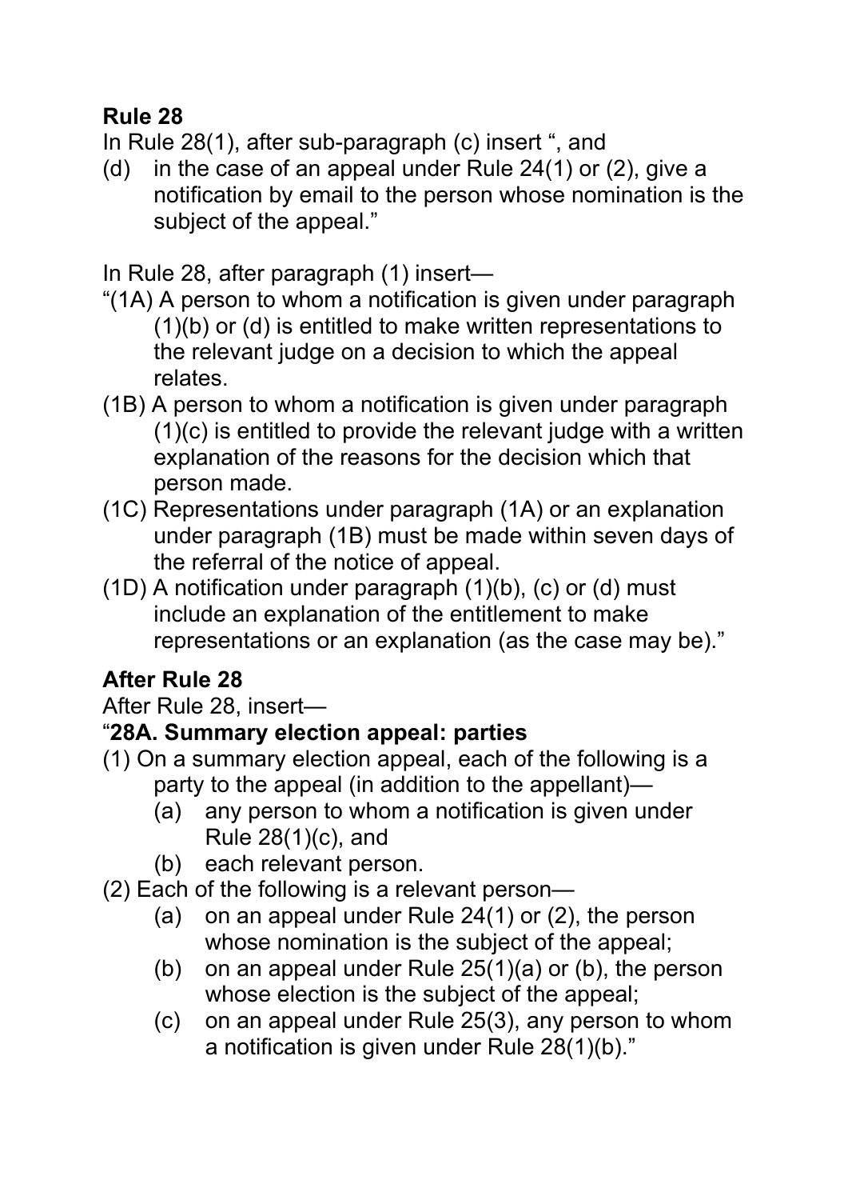**Rule 28**

In Rule 28(1), after sub-paragraph (c) insert ", and

(d) in the case of an appeal under Rule 24(1) or (2), give a notification by email to the person whose nomination is the subject of the appeal."

In Rule 28, after paragraph (1) insert—

"(1A) A person to whom a notification is given under paragraph (1)(b) or (d) is entitled to make written representations to the relevant judge on a decision to which the appeal relates.

(1B) A person to whom a notification is given under paragraph (1)(c) is entitled to provide the relevant judge with a written explanation of the reasons for the decision which that person made.

(1C) Representations under paragraph (1A) or an explanation under paragraph (1B) must be made within seven days of the referral of the notice of appeal.

(1D) A notification under paragraph (1)(b), (c) or (d) must include an explanation of the entitlement to make representations or an explanation (as the case may be)."

**After Rule 28**

After Rule 28, insert—

"**28A. Summary election appeal: parties**

(1) On a summary election appeal, each of the following is a party to the appeal (in addition to the appellant)—

(a) any person to whom a notification is given under Rule 28(1)(c), and

(b) each relevant person.

(2) Each of the following is a relevant person—

(a) on an appeal under Rule 24(1) or (2), the person whose nomination is the subject of the appeal;

(b) on an appeal under Rule 25(1)(a) or (b), the person whose election is the subject of the appeal;

(c) on an appeal under Rule 25(3), any person to whom a notification is given under Rule 28(1)(b)."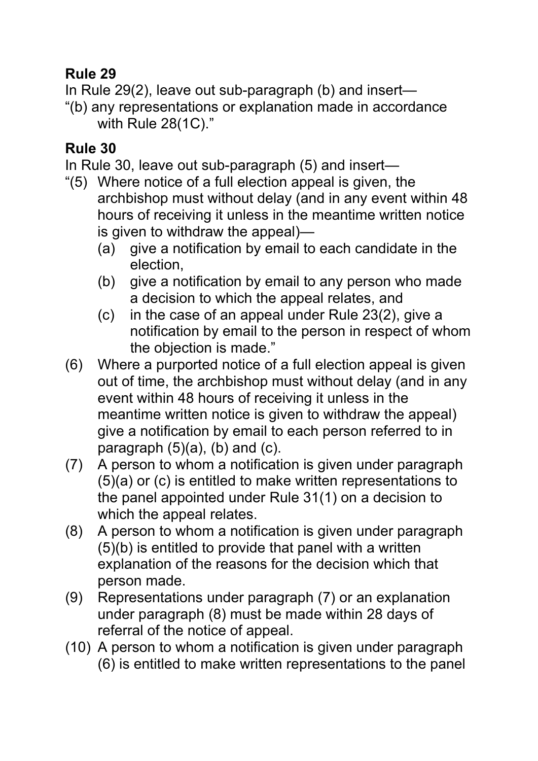**Rule 29**

In Rule 29(2), leave out sub-paragraph (b) and insert—

"(b) any representations or explanation made in accordance with Rule 28(1C)."

**Rule 30**

In Rule 30, leave out sub-paragraph (5) and insert—

"(5) Where notice of a full election appeal is given, the archbishop must without delay (and in any event within 48 hours of receiving it unless in the meantime written notice is given to withdraw the appeal)—

(a) give a notification by email to each candidate in the election,

(b) give a notification by email to any person who made a decision to which the appeal relates, and

(c) in the case of an appeal under Rule 23(2), give a notification by email to the person in respect of whom the objection is made."

(6) Where a purported notice of a full election appeal is given out of time, the archbishop must without delay (and in any event within 48 hours of receiving it unless in the meantime written notice is given to withdraw the appeal) give a notification by email to each person referred to in paragraph (5)(a), (b) and (c).

(7) A person to whom a notification is given under paragraph (5)(a) or (c) is entitled to make written representations to the panel appointed under Rule 31(1) on a decision to which the appeal relates.

(8) A person to whom a notification is given under paragraph (5)(b) is entitled to provide that panel with a written explanation of the reasons for the decision which that person made.

(9) Representations under paragraph (7) or an explanation under paragraph (8) must be made within 28 days of referral of the notice of appeal.

(10) A person to whom a notification is given under paragraph (6) is entitled to make written representations to the panel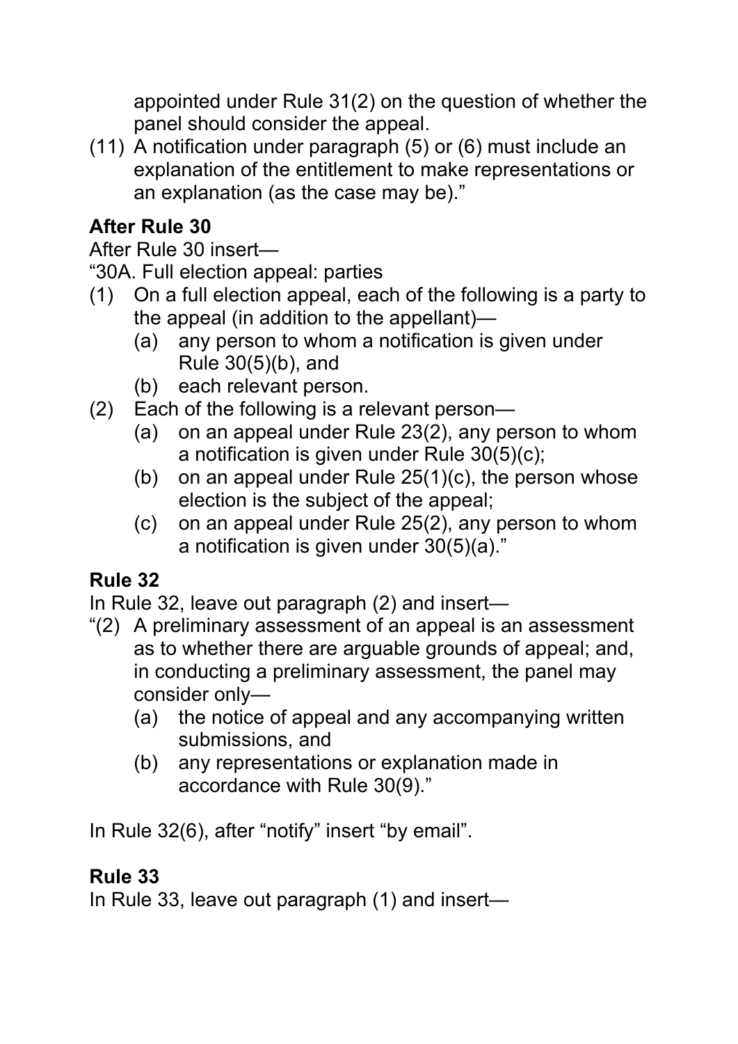appointed under Rule 31(2) on the question of whether the panel should consider the appeal.

(11) A notification under paragraph (5) or (6) must include an explanation of the entitlement to make representations or an explanation (as the case may be)."

**After Rule 30**

After Rule 30 insert—

"30A. Full election appeal: parties

(1) On a full election appeal, each of the following is a party to the appeal (in addition to the appellant)—
   (a) any person to whom a notification is given under Rule 30(5)(b), and
   (b) each relevant person.

(2) Each of the following is a relevant person—
   (a) on an appeal under Rule 23(2), any person to whom a notification is given under Rule 30(5)(c);
   (b) on an appeal under Rule 25(1)(c), the person whose election is the subject of the appeal;
   (c) on an appeal under Rule 25(2), any person to whom a notification is given under 30(5)(a)."

**Rule 32**

In Rule 32, leave out paragraph (2) and insert—

"(2) A preliminary assessment of an appeal is an assessment as to whether there are arguable grounds of appeal; and, in conducting a preliminary assessment, the panel may consider only—
   (a) the notice of appeal and any accompanying written submissions, and
   (b) any representations or explanation made in accordance with Rule 30(9)."

In Rule 32(6), after "notify" insert "by email".

**Rule 33**

In Rule 33, leave out paragraph (1) and insert—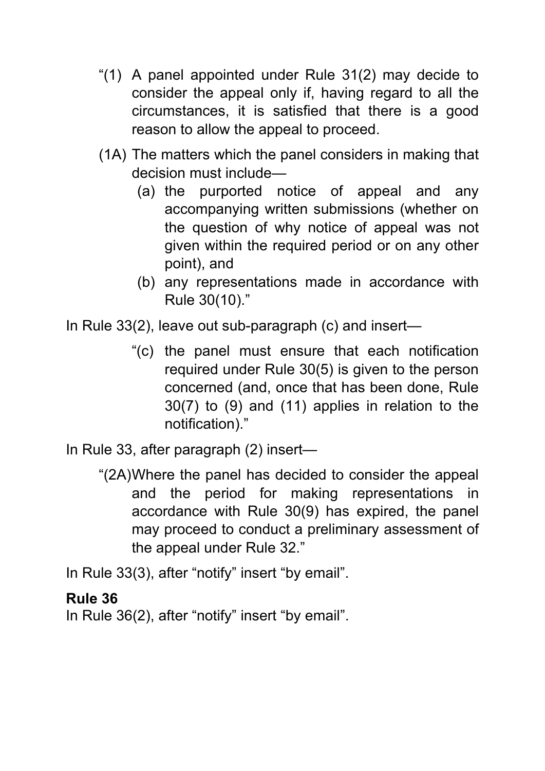“(1) A panel appointed under Rule 31(2) may decide to consider the appeal only if, having regard to all the circumstances, it is satisfied that there is a good reason to allow the appeal to proceed.

(1A) The matters which the panel considers in making that decision must include—

(a) the purported notice of appeal and any accompanying written submissions (whether on the question of why notice of appeal was not given within the required period or on any other point), and

(b) any representations made in accordance with Rule 30(10).”

In Rule 33(2), leave out sub-paragraph (c) and insert—

“(c) the panel must ensure that each notification required under Rule 30(5) is given to the person concerned (and, once that has been done, Rule 30(7) to (9) and (11) applies in relation to the notification).”

In Rule 33, after paragraph (2) insert—

“(2A) Where the panel has decided to consider the appeal and the period for making representations in accordance with Rule 30(9) has expired, the panel may proceed to conduct a preliminary assessment of the appeal under Rule 32.”

In Rule 33(3), after “notify” insert “by email”.

**Rule 36**

In Rule 36(2), after “notify” insert “by email”.